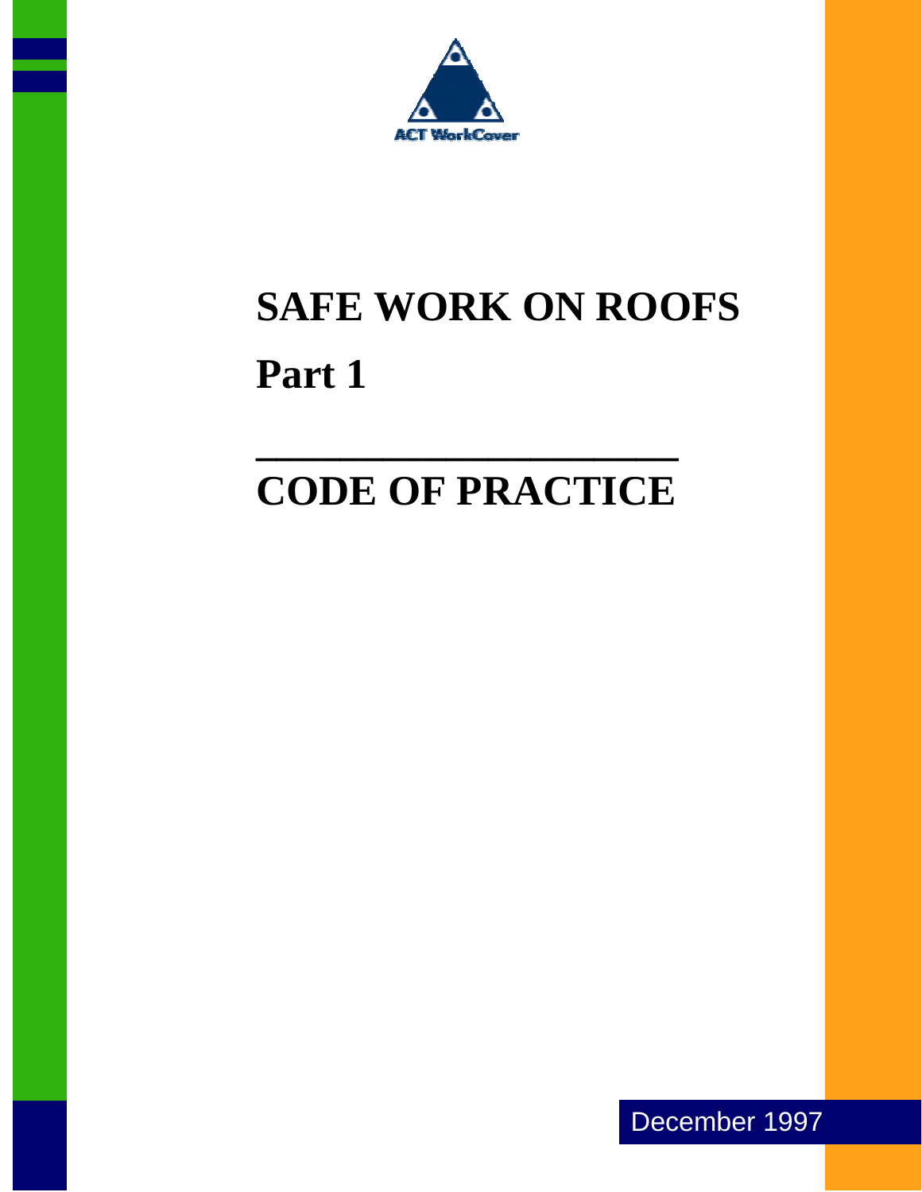ACT WorkCover

# SAFE WORK ON ROOFS

## Part 1

# CODE OF PRACTICE

December 1997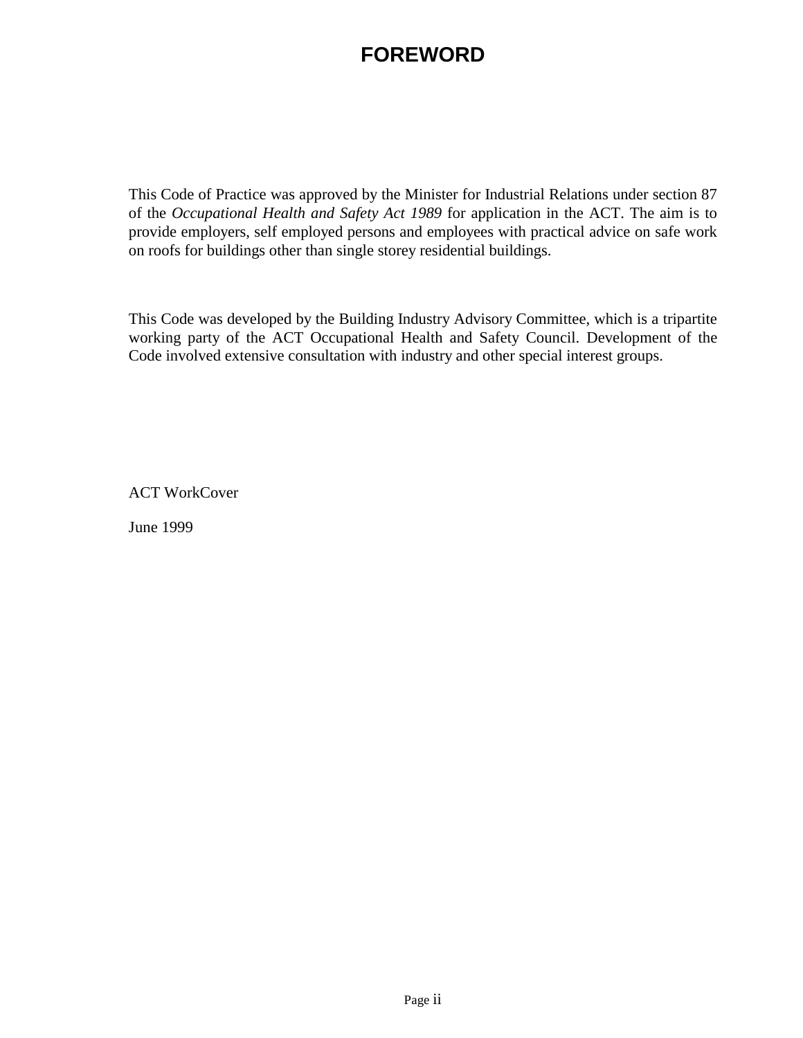# FOREWORD

This Code of Practice was approved by the Minister for Industrial Relations under section 87 of the *Occupational Health and Safety Act 1989* for application in the ACT. The aim is to provide employers, self employed persons and employees with practical advice on safe work on roofs for buildings other than single storey residential buildings.

This Code was developed by the Building Industry Advisory Committee, which is a tripartite working party of the ACT Occupational Health and Safety Council. Development of the Code involved extensive consultation with industry and other special interest groups.

ACT WorkCover

June 1999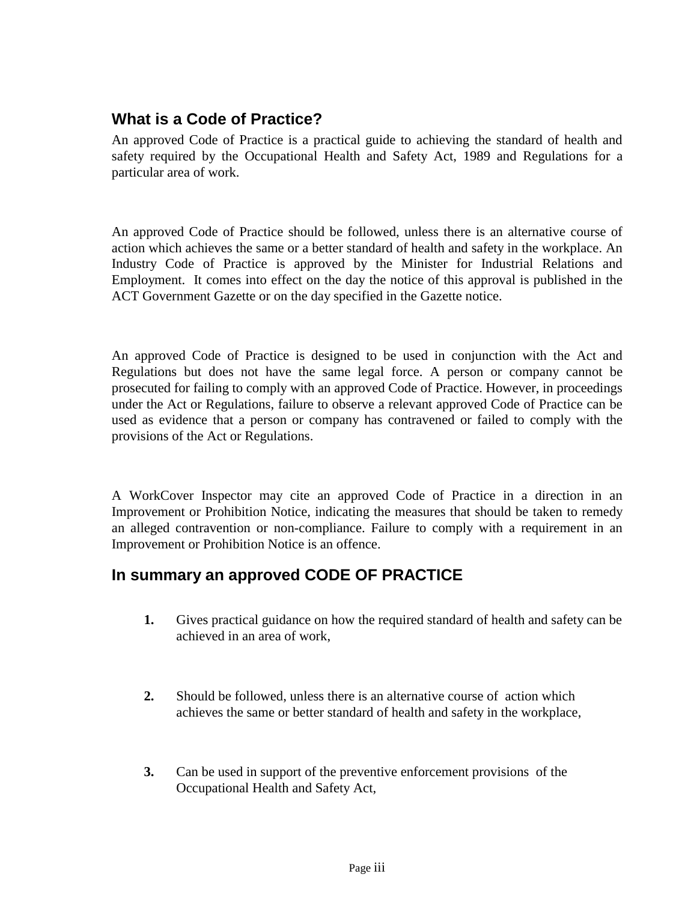## What is a Code of Practice?

An approved Code of Practice is a practical guide to achieving the standard of health and safety required by the Occupational Health and Safety Act, 1989 and Regulations for a particular area of work.

An approved Code of Practice should be followed, unless there is an alternative course of action which achieves the same or a better standard of health and safety in the workplace. An Industry Code of Practice is approved by the Minister for Industrial Relations and Employment. It comes into effect on the day the notice of this approval is published in the ACT Government Gazette or on the day specified in the Gazette notice.

An approved Code of Practice is designed to be used in conjunction with the Act and Regulations but does not have the same legal force. A person or company cannot be prosecuted for failing to comply with an approved Code of Practice. However, in proceedings under the Act or Regulations, failure to observe a relevant approved Code of Practice can be used as evidence that a person or company has contravened or failed to comply with the provisions of the Act or Regulations.

A WorkCover Inspector may cite an approved Code of Practice in a direction in an Improvement or Prohibition Notice, indicating the measures that should be taken to remedy an alleged contravention or non-compliance. Failure to comply with a requirement in an Improvement or Prohibition Notice is an offence.

## In summary an approved CODE OF PRACTICE

1. Gives practical guidance on how the required standard of health and safety can be achieved in an area of work,

2. Should be followed, unless there is an alternative course of action which achieves the same or better standard of health and safety in the workplace,

3. Can be used in support of the preventive enforcement provisions of the Occupational Health and Safety Act,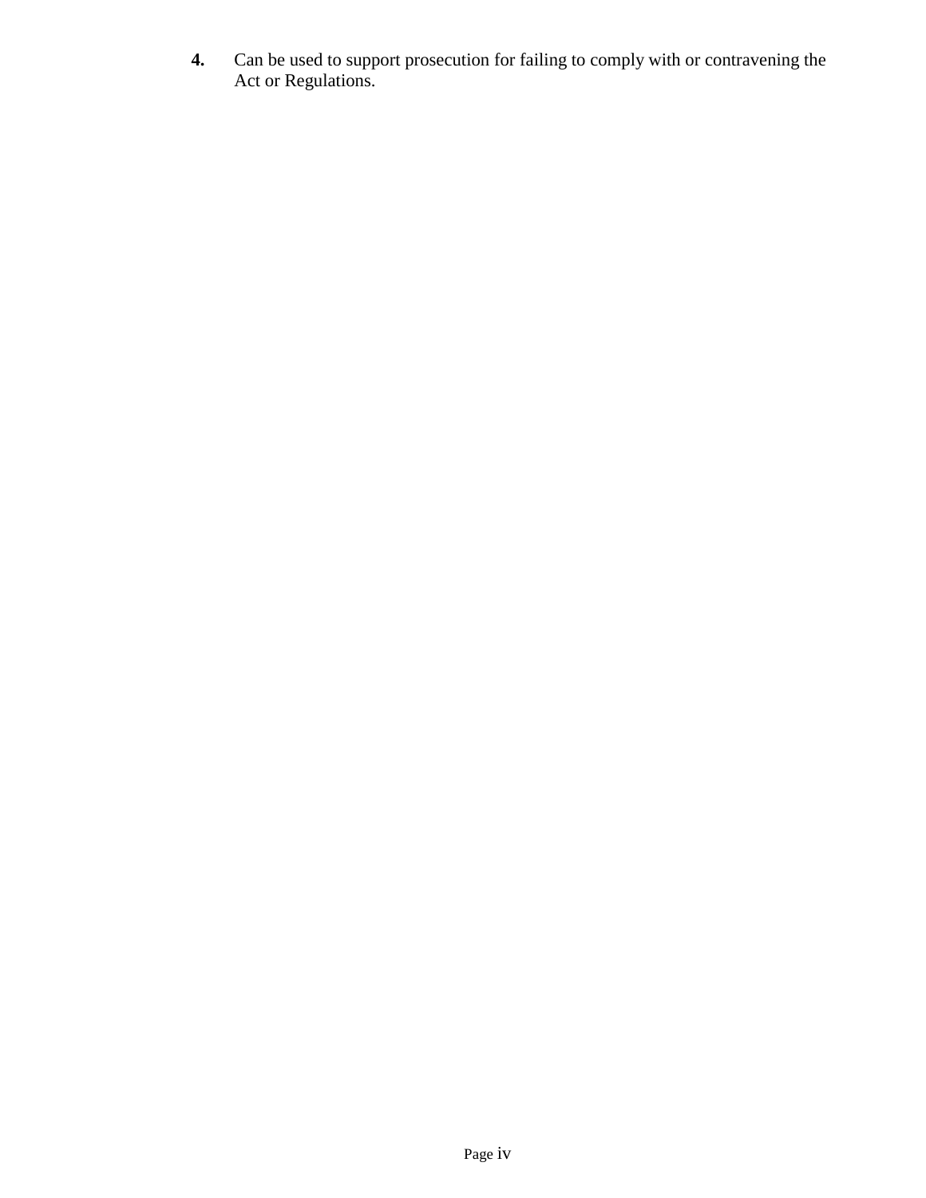4. Can be used to support prosecution for failing to comply with or contravening the Act or Regulations.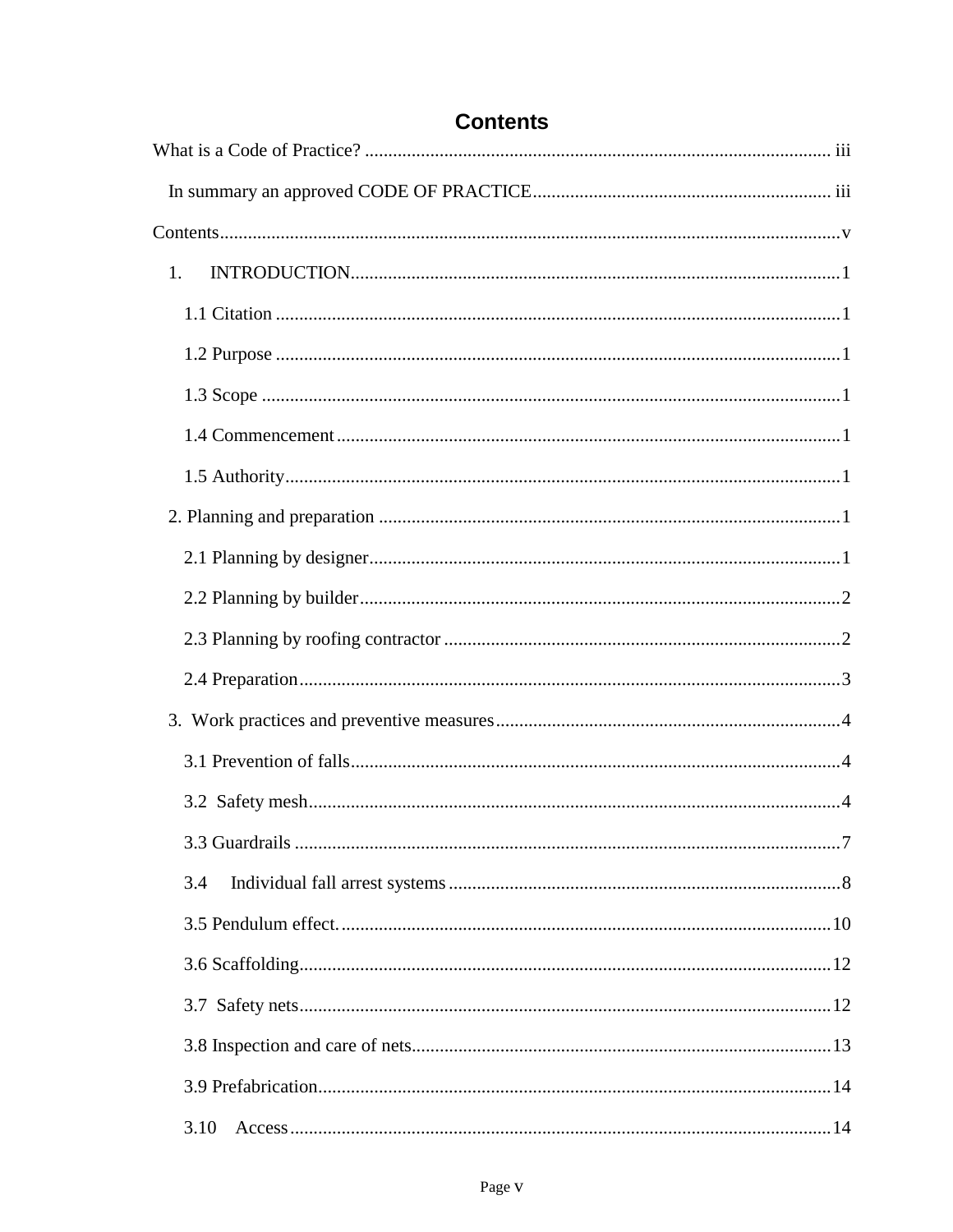# Contents

What is a Code of Practice? .................................................................................................... iii

In summary an approved CODE OF PRACTICE................................................................ iii

Contents.....................................................................................................................................v

1. INTRODUCTION.........................................................................................................1

1.1 Citation .........................................................................................................................1

1.2 Purpose .........................................................................................................................1

1.3 Scope ............................................................................................................................1

1.4 Commencement ............................................................................................................1

1.5 Authority.......................................................................................................................1

2. Planning and preparation ..................................................................................................1

2.1 Planning by designer.....................................................................................................1

2.2 Planning by builder.......................................................................................................2

2.3 Planning by roofing contractor .....................................................................................2

2.4 Preparation....................................................................................................................3

3. Work practices and preventive measures...........................................................................4

3.1 Prevention of falls.........................................................................................................4

3.2 Safety mesh...................................................................................................................4

3.3 Guardrails .....................................................................................................................7

3.4 Individual fall arrest systems ....................................................................................8

3.5 Pendulum effect..........................................................................................................10

3.6 Scaffolding..................................................................................................................12

3.7 Safety nets...................................................................................................................12

3.8 Inspection and care of nets..........................................................................................13

3.9 Prefabrication..............................................................................................................14

3.10 Access ....................................................................................................................14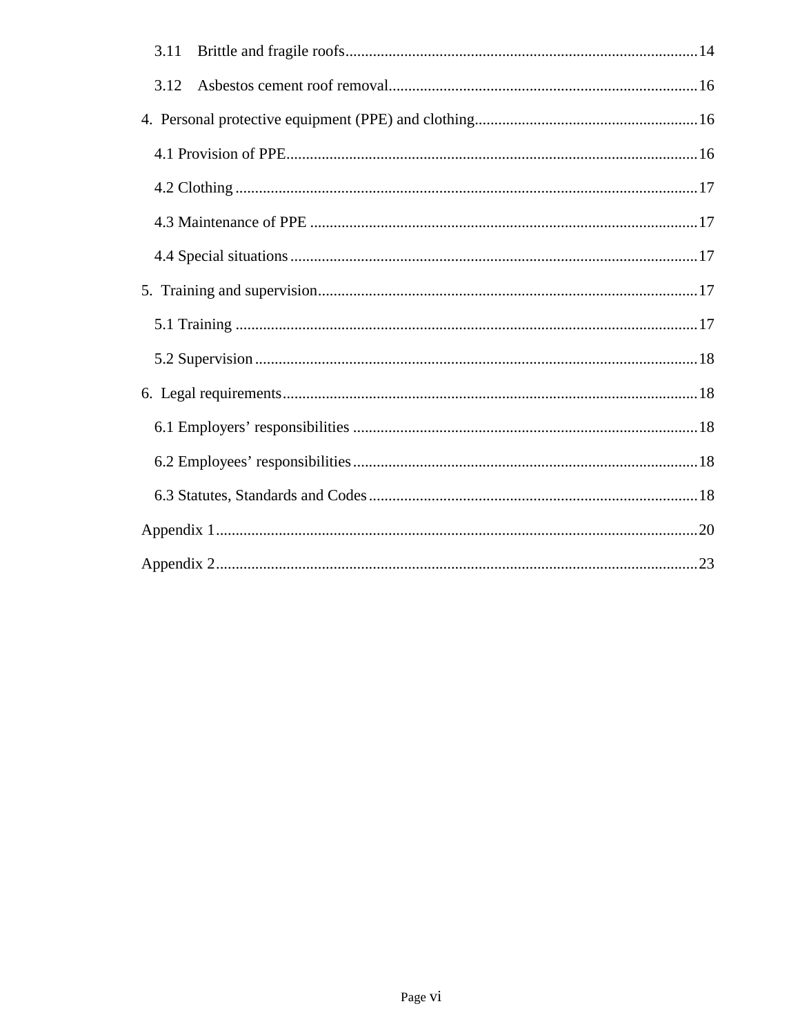3.11 Brittle and fragile roofs.........................................................................................14

3.12 Asbestos cement roof removal...............................................................................16

4. Personal protective equipment (PPE) and clothing.........................................................16

4.1 Provision of PPE........................................................................................................16

4.2 Clothing......................................................................................................................17

4.3 Maintenance of PPE...................................................................................................17

4.4 Special situations........................................................................................................17

5. Training and supervision.................................................................................................17

5.1 Training......................................................................................................................17

5.2 Supervision.................................................................................................................18

6. Legal requirements..........................................................................................................18

6.1 Employers' responsibilities........................................................................................18

6.2 Employees' responsibilities........................................................................................18

6.3 Statutes, Standards and Codes....................................................................................18

Appendix 1...........................................................................................................................20

Appendix 2...........................................................................................................................23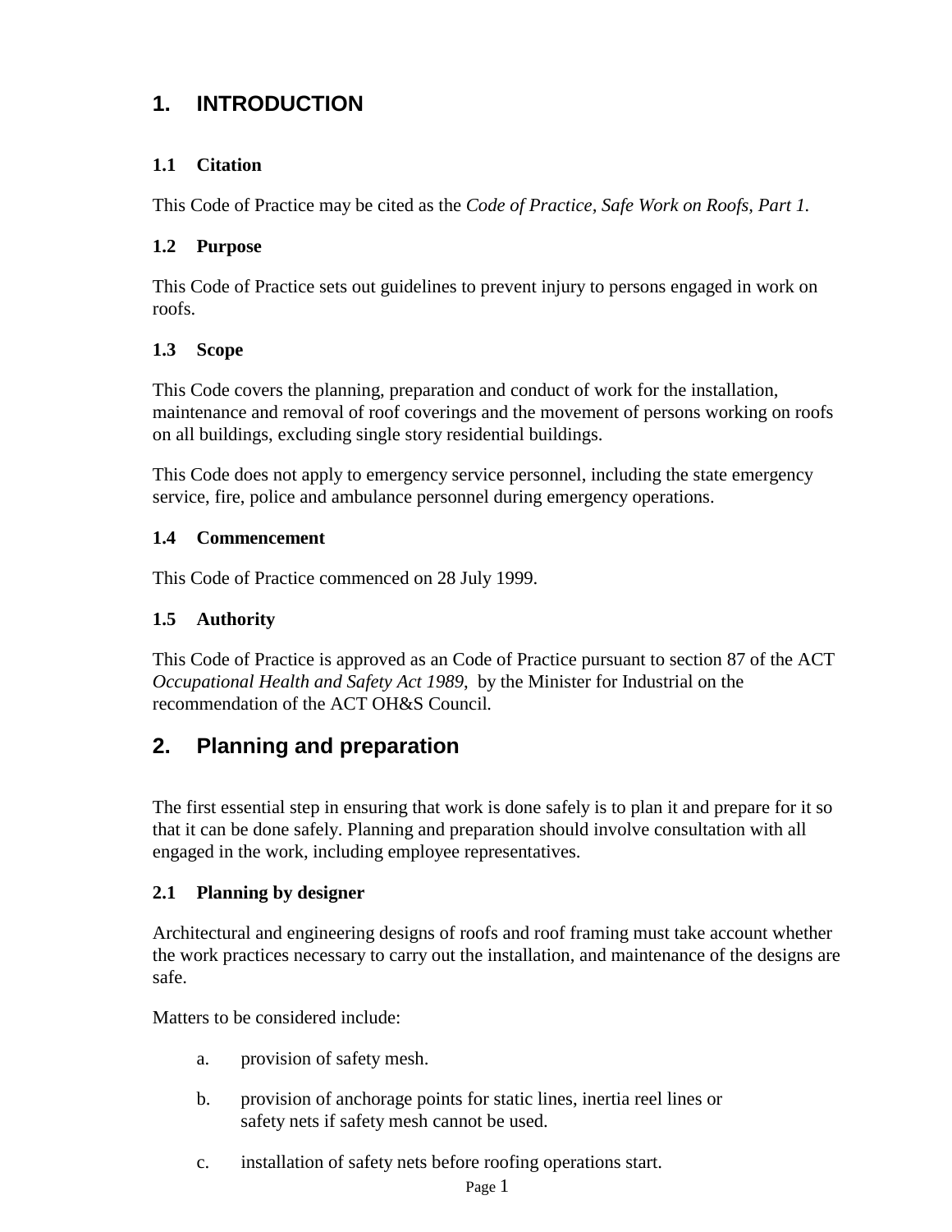# 1. INTRODUCTION

### 1.1 Citation

This Code of Practice may be cited as the *Code of Practice, Safe Work on Roofs, Part 1.*

### 1.2 Purpose

This Code of Practice sets out guidelines to prevent injury to persons engaged in work on roofs.

### 1.3 Scope

This Code covers the planning, preparation and conduct of work for the installation, maintenance and removal of roof coverings and the movement of persons working on roofs on all buildings, excluding single story residential buildings.

This Code does not apply to emergency service personnel, including the state emergency service, fire, police and ambulance personnel during emergency operations.

### 1.4 Commencement

This Code of Practice commenced on 28 July 1999.

### 1.5 Authority

This Code of Practice is approved as an Code of Practice pursuant to section 87 of the ACT *Occupational Health and Safety Act 1989,* by the Minister for Industrial on the recommendation of the ACT OH&S Council.

# 2. Planning and preparation

The first essential step in ensuring that work is done safely is to plan it and prepare for it so that it can be done safely. Planning and preparation should involve consultation with all engaged in the work, including employee representatives.

### 2.1 Planning by designer

Architectural and engineering designs of roofs and roof framing must take account whether the work practices necessary to carry out the installation, and maintenance of the designs are safe.

Matters to be considered include:

a. provision of safety mesh.

b. provision of anchorage points for static lines, inertia reel lines or safety nets if safety mesh cannot be used.

c. installation of safety nets before roofing operations start.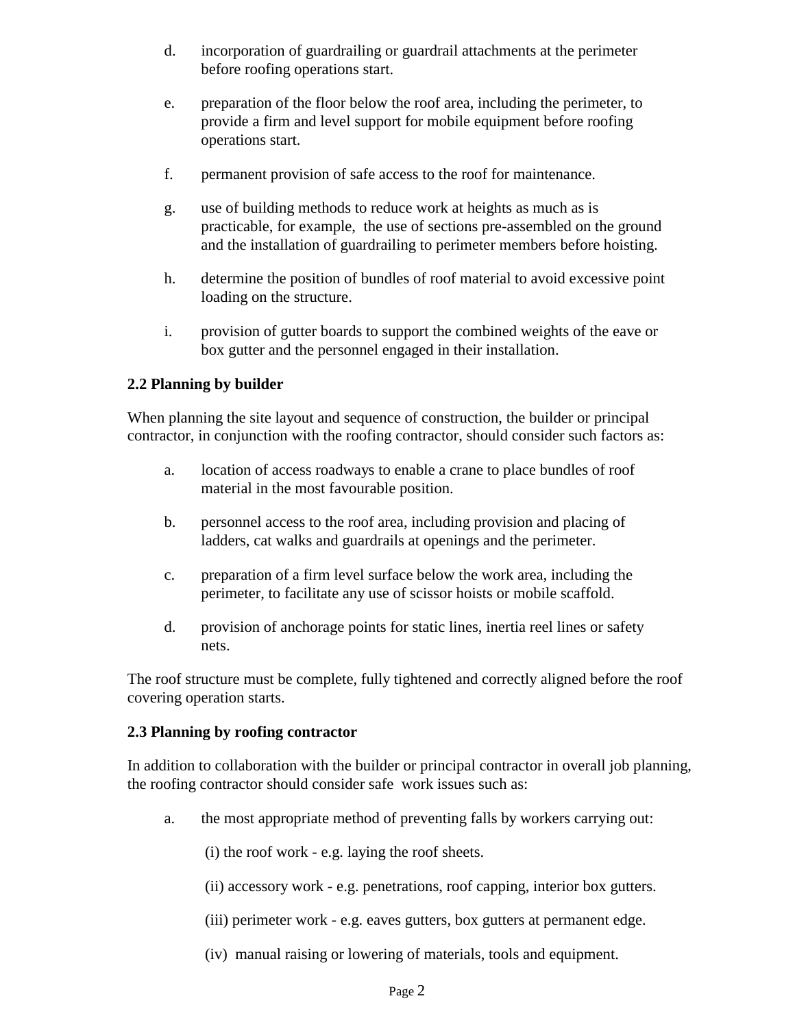d. incorporation of guardrailing or guardrail attachments at the perimeter before roofing operations start.

e. preparation of the floor below the roof area, including the perimeter, to provide a firm and level support for mobile equipment before roofing operations start.

f. permanent provision of safe access to the roof for maintenance.

g. use of building methods to reduce work at heights as much as is practicable, for example, the use of sections pre-assembled on the ground and the installation of guardrailing to perimeter members before hoisting.

h. determine the position of bundles of roof material to avoid excessive point loading on the structure.

i. provision of gutter boards to support the combined weights of the eave or box gutter and the personnel engaged in their installation.

### 2.2 Planning by builder

When planning the site layout and sequence of construction, the builder or principal contractor, in conjunction with the roofing contractor, should consider such factors as:

a. location of access roadways to enable a crane to place bundles of roof material in the most favourable position.

b. personnel access to the roof area, including provision and placing of ladders, cat walks and guardrails at openings and the perimeter.

c. preparation of a firm level surface below the work area, including the perimeter, to facilitate any use of scissor hoists or mobile scaffold.

d. provision of anchorage points for static lines, inertia reel lines or safety nets.

The roof structure must be complete, fully tightened and correctly aligned before the roof covering operation starts.

### 2.3 Planning by roofing contractor

In addition to collaboration with the builder or principal contractor in overall job planning, the roofing contractor should consider safe work issues such as:

a. the most appropriate method of preventing falls by workers carrying out:

   (i) the roof work - e.g. laying the roof sheets.

   (ii) accessory work - e.g. penetrations, roof capping, interior box gutters.

   (iii) perimeter work - e.g. eaves gutters, box gutters at permanent edge.

   (iv) manual raising or lowering of materials, tools and equipment.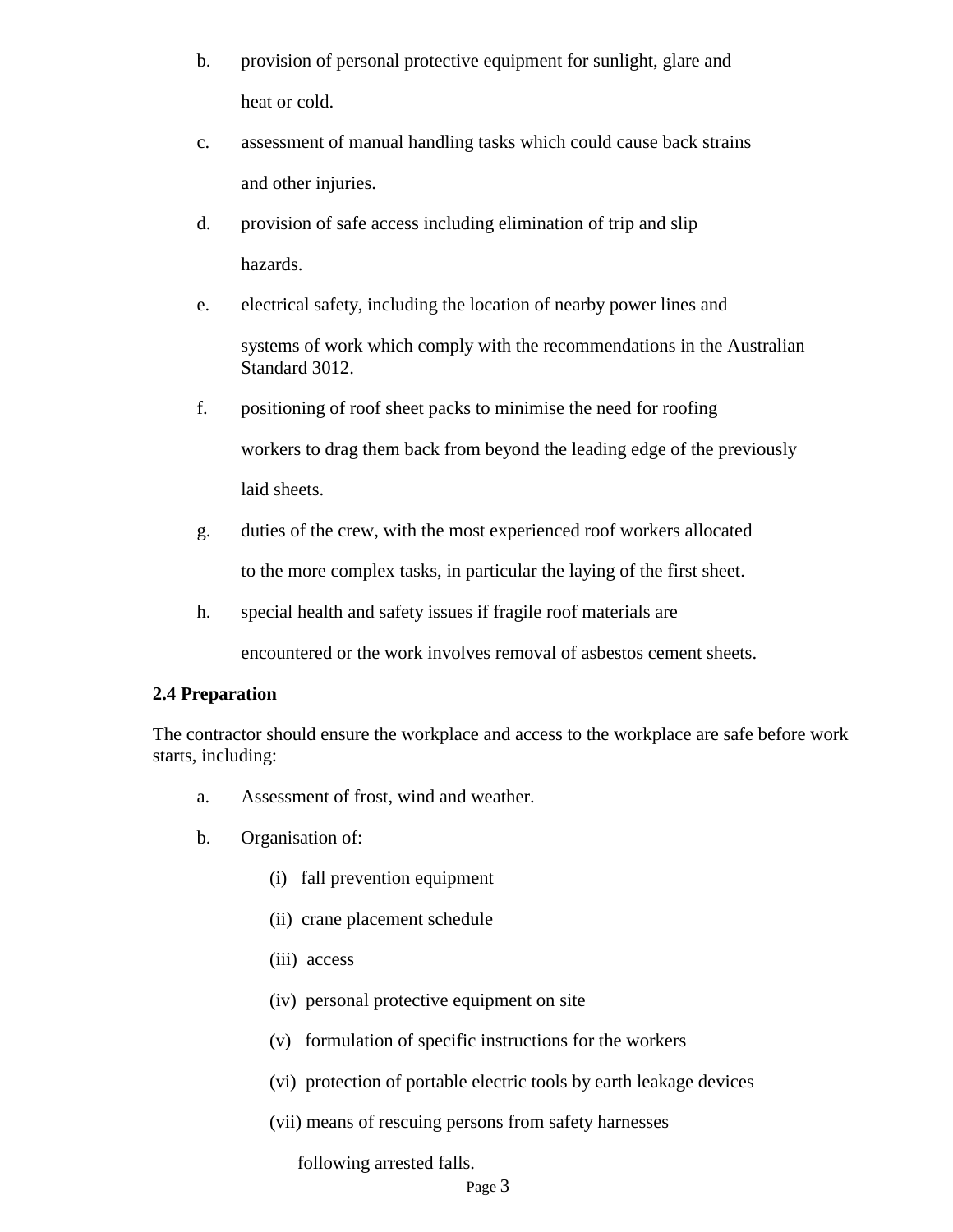b. provision of personal protective equipment for sunlight, glare and heat or cold.

c. assessment of manual handling tasks which could cause back strains and other injuries.

d. provision of safe access including elimination of trip and slip hazards.

e. electrical safety, including the location of nearby power lines and systems of work which comply with the recommendations in the Australian Standard 3012.

f. positioning of roof sheet packs to minimise the need for roofing workers to drag them back from beyond the leading edge of the previously laid sheets.

g. duties of the crew, with the most experienced roof workers allocated to the more complex tasks, in particular the laying of the first sheet.

h. special health and safety issues if fragile roof materials are encountered or the work involves removal of asbestos cement sheets.

**2.4 Preparation**

The contractor should ensure the workplace and access to the workplace are safe before work starts, including:

a. Assessment of frost, wind and weather.

b. Organisation of:

   (i) fall prevention equipment

   (ii) crane placement schedule

   (iii) access

   (iv) personal protective equipment on site

   (v) formulation of specific instructions for the workers

   (vi) protection of portable electric tools by earth leakage devices

   (vii) means of rescuing persons from safety harnesses following arrested falls.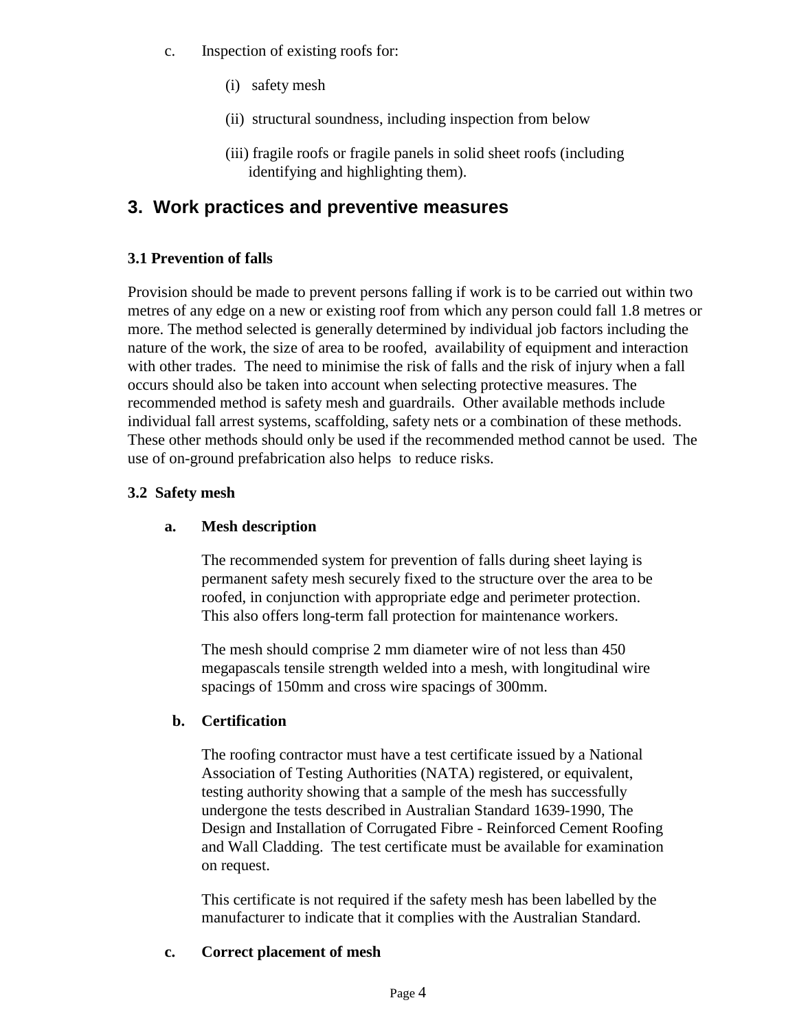c. Inspection of existing roofs for:

   (i) safety mesh

   (ii) structural soundness, including inspection from below

   (iii) fragile roofs or fragile panels in solid sheet roofs (including identifying and highlighting them).

## 3. Work practices and preventive measures

### 3.1 Prevention of falls

Provision should be made to prevent persons falling if work is to be carried out within two metres of any edge on a new or existing roof from which any person could fall 1.8 metres or more. The method selected is generally determined by individual job factors including the nature of the work, the size of area to be roofed, availability of equipment and interaction with other trades. The need to minimise the risk of falls and the risk of injury when a fall occurs should also be taken into account when selecting protective measures. The recommended method is safety mesh and guardrails. Other available methods include individual fall arrest systems, scaffolding, safety nets or a combination of these methods. These other methods should only be used if the recommended method cannot be used. The use of on-ground prefabrication also helps to reduce risks.

### 3.2 Safety mesh

**a. Mesh description**

The recommended system for prevention of falls during sheet laying is permanent safety mesh securely fixed to the structure over the area to be roofed, in conjunction with appropriate edge and perimeter protection. This also offers long-term fall protection for maintenance workers.

The mesh should comprise 2 mm diameter wire of not less than 450 megapascals tensile strength welded into a mesh, with longitudinal wire spacings of 150mm and cross wire spacings of 300mm.

**b. Certification**

The roofing contractor must have a test certificate issued by a National Association of Testing Authorities (NATA) registered, or equivalent, testing authority showing that a sample of the mesh has successfully undergone the tests described in Australian Standard 1639-1990, The Design and Installation of Corrugated Fibre - Reinforced Cement Roofing and Wall Cladding. The test certificate must be available for examination on request.

This certificate is not required if the safety mesh has been labelled by the manufacturer to indicate that it complies with the Australian Standard.

**c. Correct placement of mesh**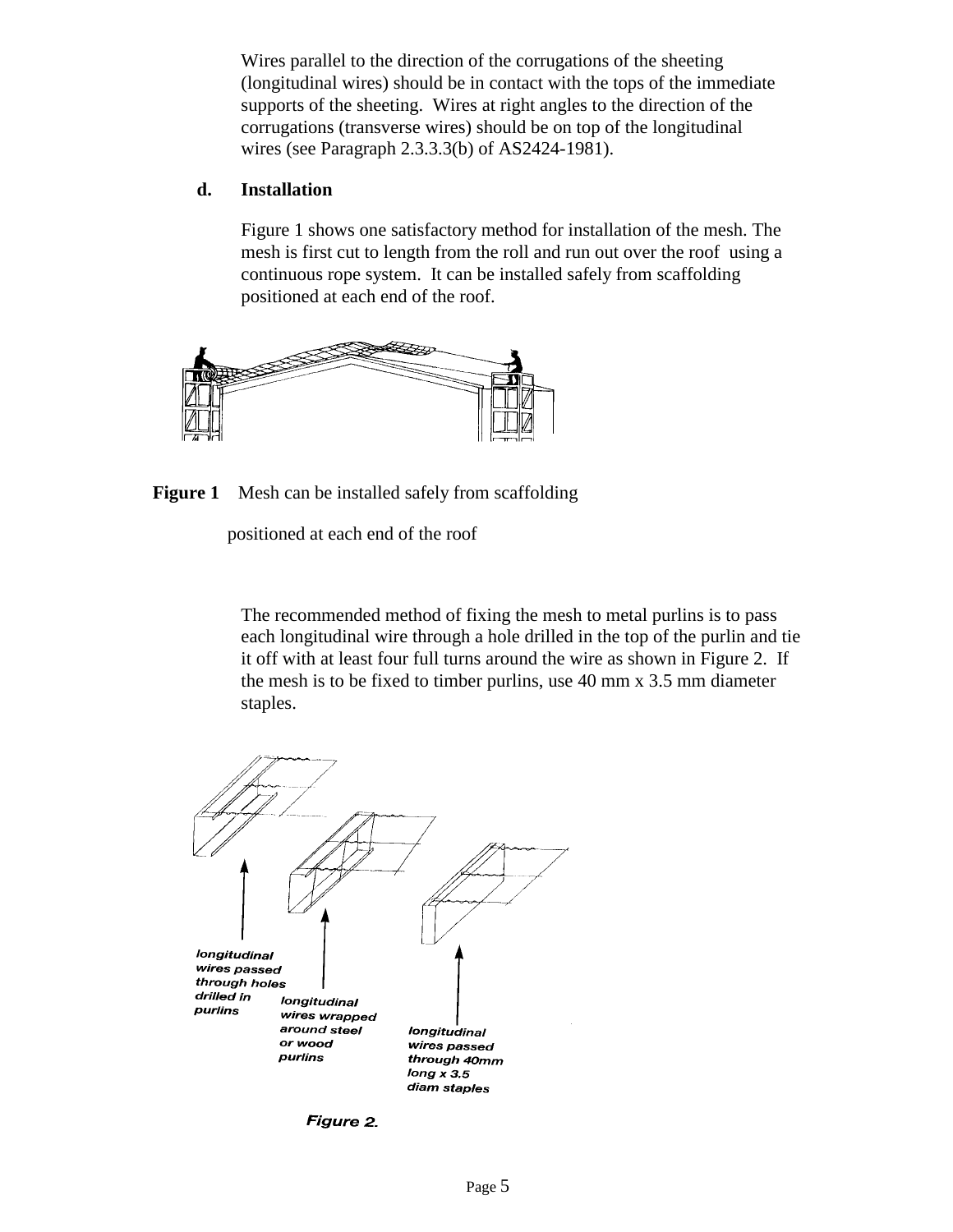Wires parallel to the direction of the corrugations of the sheeting (longitudinal wires) should be in contact with the tops of the immediate supports of the sheeting. Wires at right angles to the direction of the corrugations (transverse wires) should be on top of the longitudinal wires (see Paragraph 2.3.3.3(b) of AS2424-1981).

**d. Installation**

Figure 1 shows one satisfactory method for installation of the mesh. The mesh is first cut to length from the roll and run out over the roof using a continuous rope system. It can be installed safely from scaffolding positioned at each end of the roof.

**Figure 1** Mesh can be installed safely from scaffolding positioned at each end of the roof

The recommended method of fixing the mesh to metal purlins is to pass each longitudinal wire through a hole drilled in the top of the purlin and tie it off with at least four full turns around the wire as shown in Figure 2. If the mesh is to be fixed to timber purlins, use 40 mm x 3.5 mm diameter staples.

*longitudinal wires passed through holes drilled in purlins*

*longitudinal wires wrapped around steel or wood purlins*

*longitudinal wires passed through 40mm long x 3.5 diam staples*

*Figure 2.*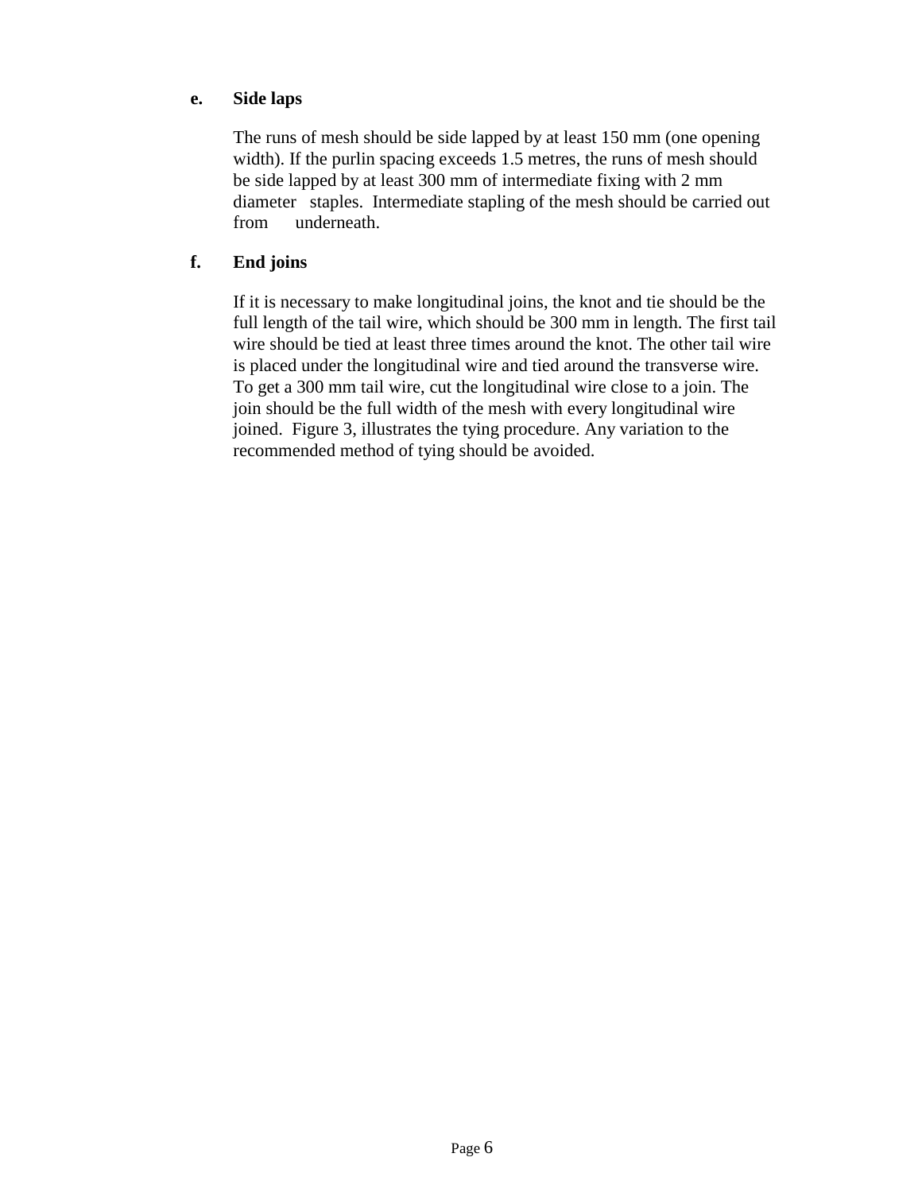**e. Side laps**

The runs of mesh should be side lapped by at least 150 mm (one opening width). If the purlin spacing exceeds 1.5 metres, the runs of mesh should be side lapped by at least 300 mm of intermediate fixing with 2 mm diameter staples. Intermediate stapling of the mesh should be carried out from underneath.

**f. End joins**

If it is necessary to make longitudinal joins, the knot and tie should be the full length of the tail wire, which should be 300 mm in length. The first tail wire should be tied at least three times around the knot. The other tail wire is placed under the longitudinal wire and tied around the transverse wire. To get a 300 mm tail wire, cut the longitudinal wire close to a join. The join should be the full width of the mesh with every longitudinal wire joined. Figure 3, illustrates the tying procedure. Any variation to the recommended method of tying should be avoided.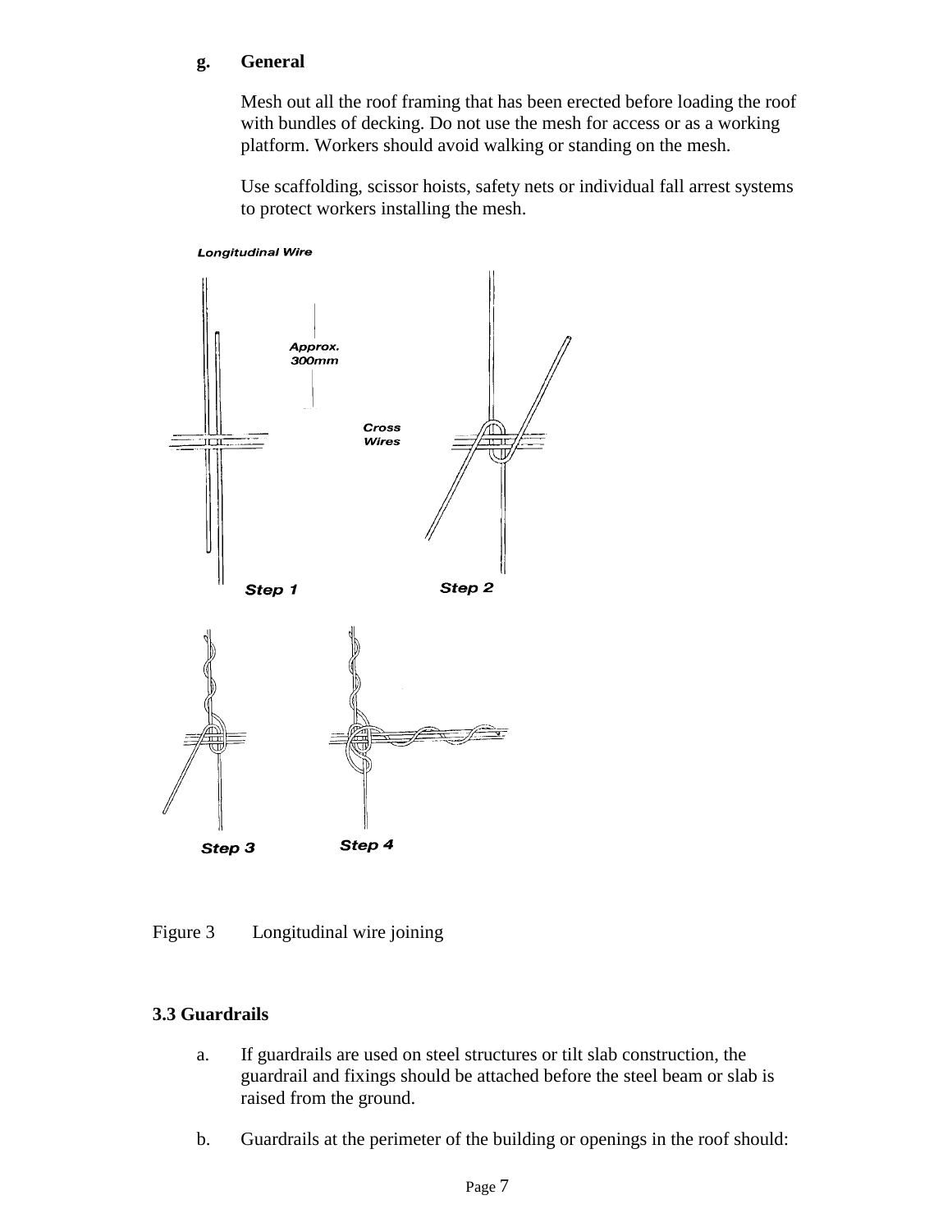**g. General**

Mesh out all the roof framing that has been erected before loading the roof with bundles of decking. Do not use the mesh for access or as a working platform. Workers should avoid walking or standing on the mesh.

Use scaffolding, scissor hoists, safety nets or individual fall arrest systems to protect workers installing the mesh.

Figure 3 Longitudinal wire joining

### 3.3 Guardrails

a. If guardrails are used on steel structures or tilt slab construction, the guardrail and fixings should be attached before the steel beam or slab is raised from the ground.

b. Guardrails at the perimeter of the building or openings in the roof should: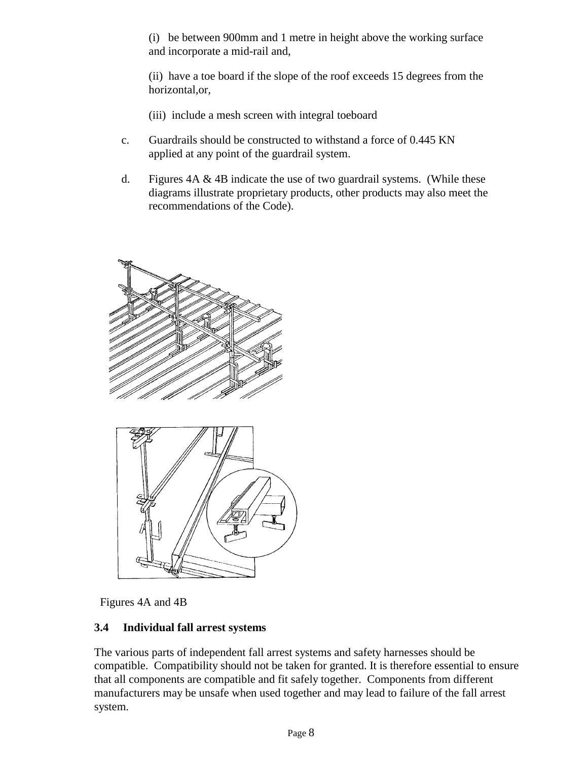(i) be between 900mm and 1 metre in height above the working surface and incorporate a mid-rail and,

(ii) have a toe board if the slope of the roof exceeds 15 degrees from the horizontal,or,

(iii) include a mesh screen with integral toeboard

c. Guardrails should be constructed to withstand a force of 0.445 KN applied at any point of the guardrail system.

d. Figures 4A & 4B indicate the use of two guardrail systems. (While these diagrams illustrate proprietary products, other products may also meet the recommendations of the Code).

Figures 4A and 4B

### 3.4 Individual fall arrest systems

The various parts of independent fall arrest systems and safety harnesses should be compatible. Compatibility should not be taken for granted. It is therefore essential to ensure that all components are compatible and fit safely together. Components from different manufacturers may be unsafe when used together and may lead to failure of the fall arrest system.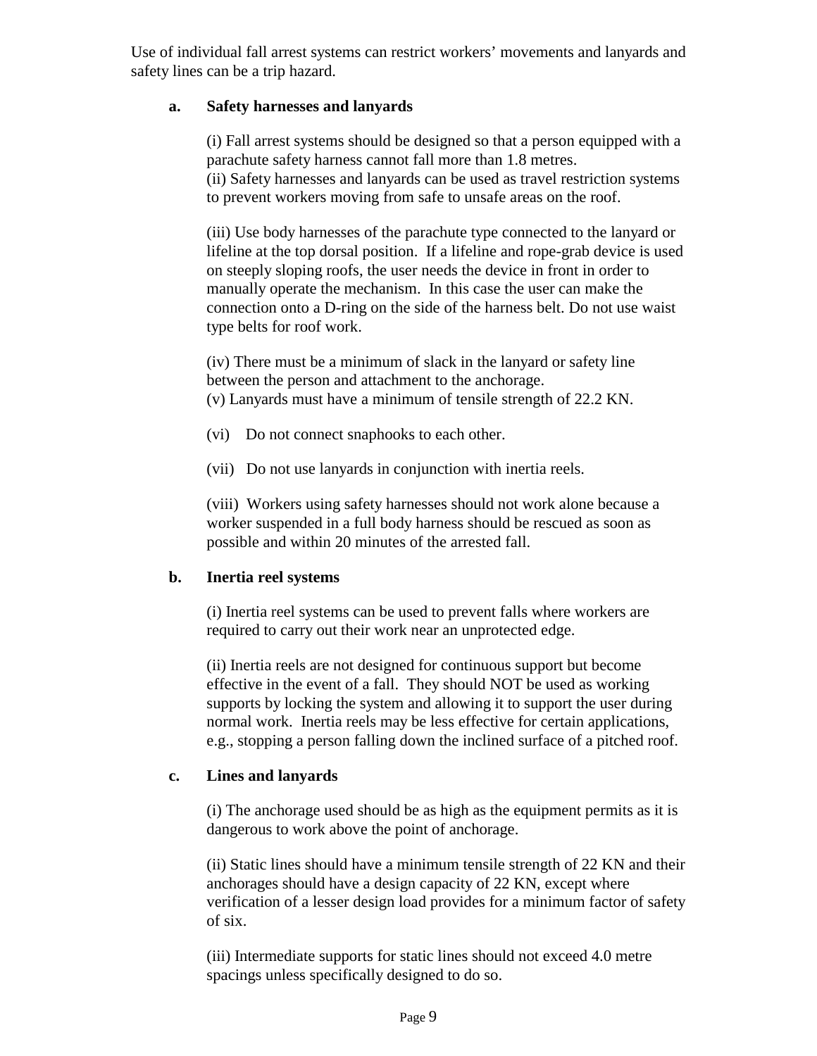Use of individual fall arrest systems can restrict workers' movements and lanyards and safety lines can be a trip hazard.

**a. Safety harnesses and lanyards**

(i) Fall arrest systems should be designed so that a person equipped with a parachute safety harness cannot fall more than 1.8 metres.
(ii) Safety harnesses and lanyards can be used as travel restriction systems to prevent workers moving from safe to unsafe areas on the roof.

(iii) Use body harnesses of the parachute type connected to the lanyard or lifeline at the top dorsal position. If a lifeline and rope-grab device is used on steeply sloping roofs, the user needs the device in front in order to manually operate the mechanism. In this case the user can make the connection onto a D-ring on the side of the harness belt. Do not use waist type belts for roof work.

(iv) There must be a minimum of slack in the lanyard or safety line between the person and attachment to the anchorage.
(v) Lanyards must have a minimum of tensile strength of 22.2 KN.

(vi) Do not connect snaphooks to each other.

(vii) Do not use lanyards in conjunction with inertia reels.

(viii) Workers using safety harnesses should not work alone because a worker suspended in a full body harness should be rescued as soon as possible and within 20 minutes of the arrested fall.

**b. Inertia reel systems**

(i) Inertia reel systems can be used to prevent falls where workers are required to carry out their work near an unprotected edge.

(ii) Inertia reels are not designed for continuous support but become effective in the event of a fall. They should NOT be used as working supports by locking the system and allowing it to support the user during normal work. Inertia reels may be less effective for certain applications, e.g., stopping a person falling down the inclined surface of a pitched roof.

**c. Lines and lanyards**

(i) The anchorage used should be as high as the equipment permits as it is dangerous to work above the point of anchorage.

(ii) Static lines should have a minimum tensile strength of 22 KN and their anchorages should have a design capacity of 22 KN, except where verification of a lesser design load provides for a minimum factor of safety of six.

(iii) Intermediate supports for static lines should not exceed 4.0 metre spacings unless specifically designed to do so.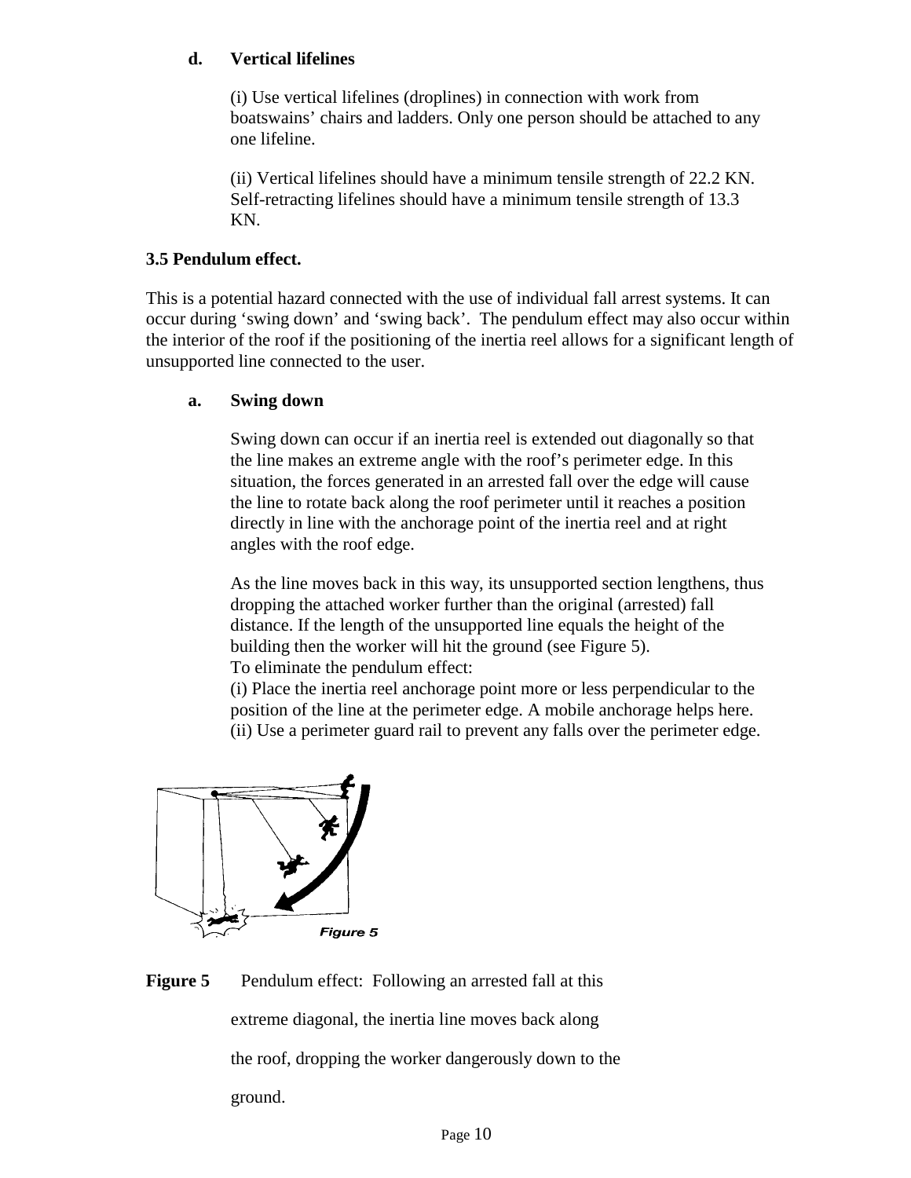**d. Vertical lifelines**

(i) Use vertical lifelines (droplines) in connection with work from boatswains' chairs and ladders. Only one person should be attached to any one lifeline.

(ii) Vertical lifelines should have a minimum tensile strength of 22.2 KN. Self-retracting lifelines should have a minimum tensile strength of 13.3 KN.

**3.5 Pendulum effect.**

This is a potential hazard connected with the use of individual fall arrest systems. It can occur during 'swing down' and 'swing back'. The pendulum effect may also occur within the interior of the roof if the positioning of the inertia reel allows for a significant length of unsupported line connected to the user.

**a. Swing down**

Swing down can occur if an inertia reel is extended out diagonally so that the line makes an extreme angle with the roof's perimeter edge. In this situation, the forces generated in an arrested fall over the edge will cause the line to rotate back along the roof perimeter until it reaches a position directly in line with the anchorage point of the inertia reel and at right angles with the roof edge.

As the line moves back in this way, its unsupported section lengthens, thus dropping the attached worker further than the original (arrested) fall distance. If the length of the unsupported line equals the height of the building then the worker will hit the ground (see Figure 5).
To eliminate the pendulum effect:
(i) Place the inertia reel anchorage point more or less perpendicular to the position of the line at the perimeter edge. A mobile anchorage helps here.
(ii) Use a perimeter guard rail to prevent any falls over the perimeter edge.

**Figure 5** Pendulum effect: Following an arrested fall at this extreme diagonal, the inertia line moves back along the roof, dropping the worker dangerously down to the ground.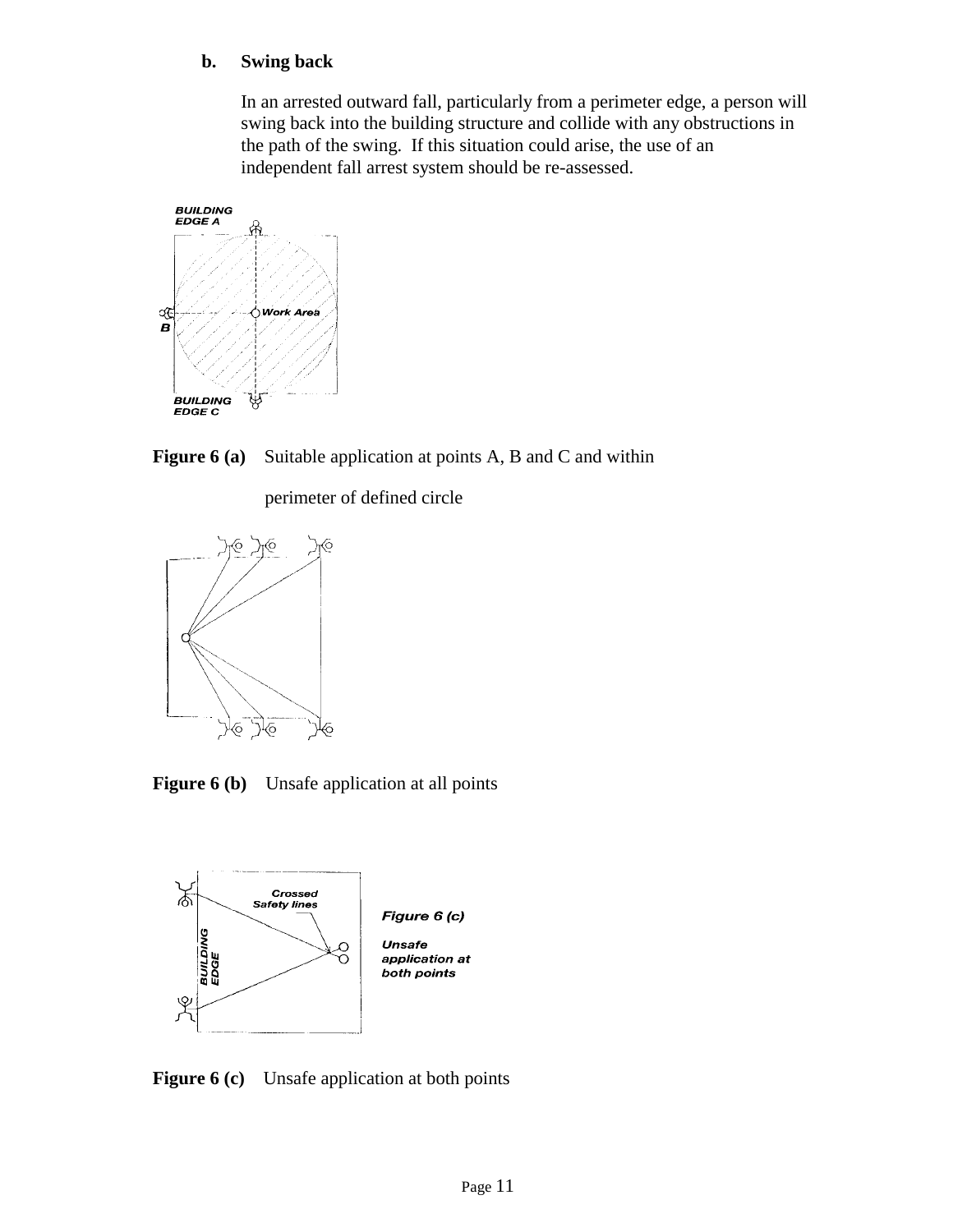### b. Swing back

In an arrested outward fall, particularly from a perimeter edge, a person will swing back into the building structure and collide with any obstructions in the path of the swing. If this situation could arise, the use of an independent fall arrest system should be re-assessed.

**Figure 6 (a)** Suitable application at points A, B and C and within perimeter of defined circle

**Figure 6 (b)** Unsafe application at all points

**Figure 6 (c)** Unsafe application at both points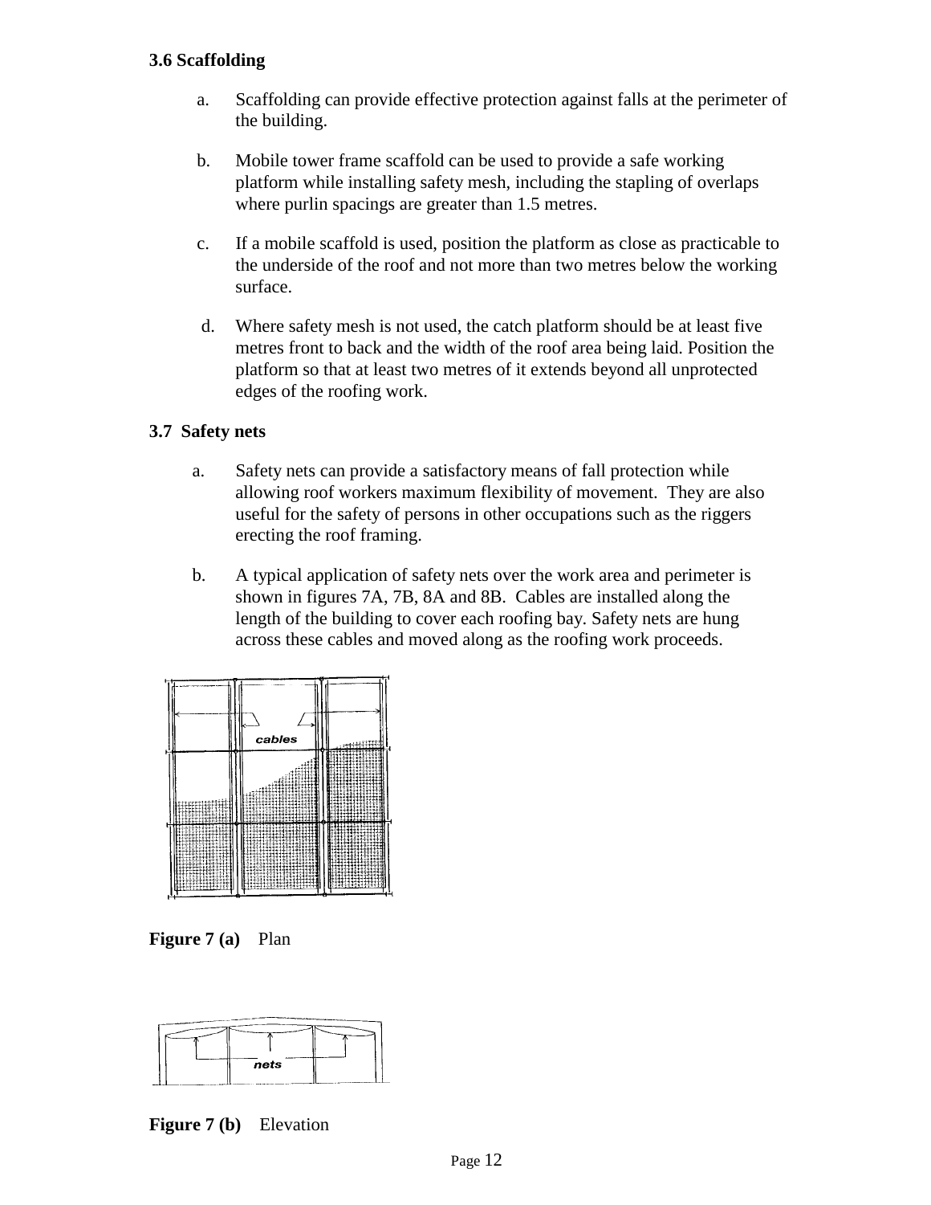### 3.6 Scaffolding

a. Scaffolding can provide effective protection against falls at the perimeter of the building.

b. Mobile tower frame scaffold can be used to provide a safe working platform while installing safety mesh, including the stapling of overlaps where purlin spacings are greater than 1.5 metres.

c. If a mobile scaffold is used, position the platform as close as practicable to the underside of the roof and not more than two metres below the working surface.

d. Where safety mesh is not used, the catch platform should be at least five metres front to back and the width of the roof area being laid. Position the platform so that at least two metres of it extends beyond all unprotected edges of the roofing work.

### 3.7 Safety nets

a. Safety nets can provide a satisfactory means of fall protection while allowing roof workers maximum flexibility of movement. They are also useful for the safety of persons in other occupations such as the riggers erecting the roof framing.

b. A typical application of safety nets over the work area and perimeter is shown in figures 7A, 7B, 8A and 8B. Cables are installed along the length of the building to cover each roofing bay. Safety nets are hung across these cables and moved along as the roofing work proceeds.

cables

**Figure 7 (a)** Plan

nets

**Figure 7 (b)** Elevation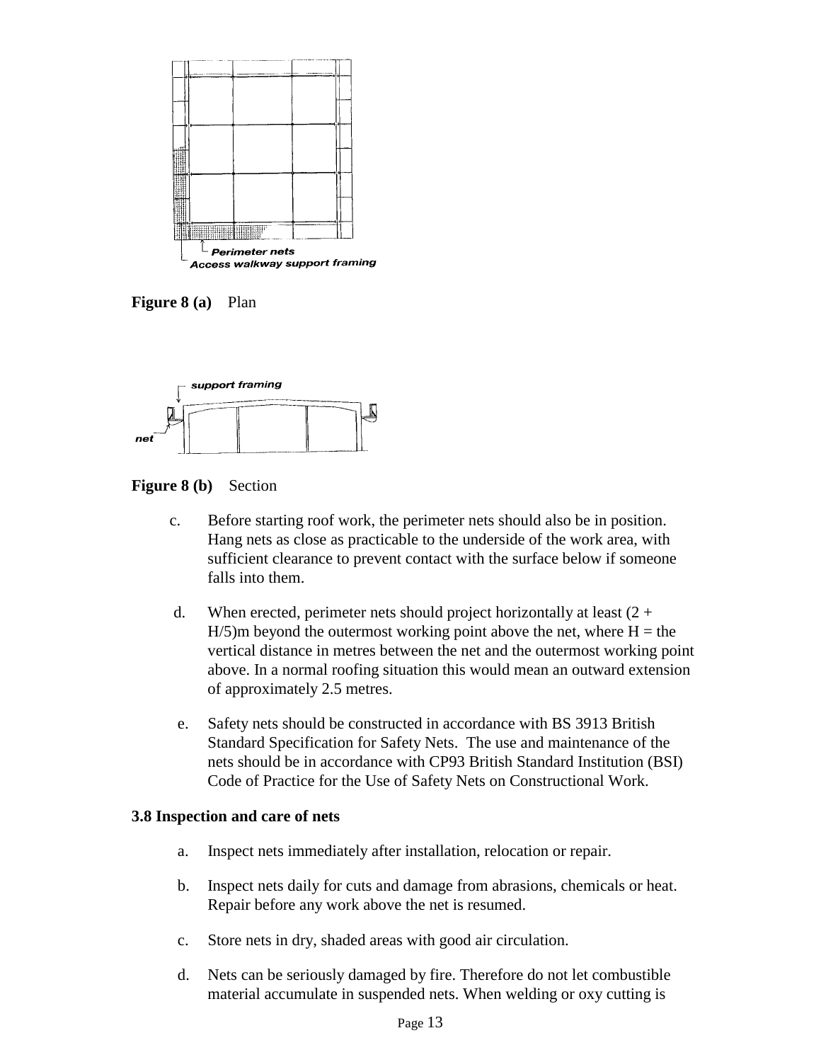Perimeter nets

Access walkway support framing

**Figure 8 (a)** Plan

support framing

net

**Figure 8 (b)** Section

c. Before starting roof work, the perimeter nets should also be in position. Hang nets as close as practicable to the underside of the work area, with sufficient clearance to prevent contact with the surface below if someone falls into them.

d. When erected, perimeter nets should project horizontally at least $(2 + H/5)$m beyond the outermost working point above the net, where $H$ = the vertical distance in metres between the net and the outermost working point above. In a normal roofing situation this would mean an outward extension of approximately 2.5 metres.

e. Safety nets should be constructed in accordance with BS 3913 British Standard Specification for Safety Nets. The use and maintenance of the nets should be in accordance with CP93 British Standard Institution (BSI) Code of Practice for the Use of Safety Nets on Constructional Work.

**3.8 Inspection and care of nets**

a. Inspect nets immediately after installation, relocation or repair.

b. Inspect nets daily for cuts and damage from abrasions, chemicals or heat. Repair before any work above the net is resumed.

c. Store nets in dry, shaded areas with good air circulation.

d. Nets can be seriously damaged by fire. Therefore do not let combustible material accumulate in suspended nets. When welding or oxy cutting is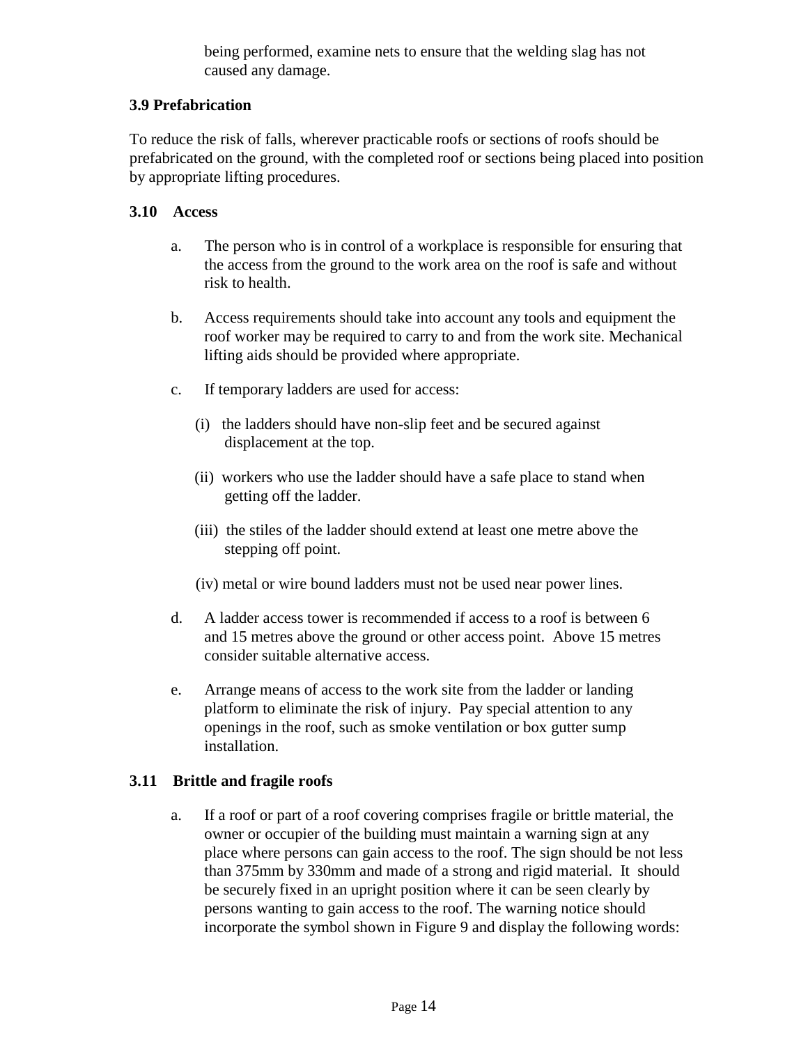being performed, examine nets to ensure that the welding slag has not caused any damage.

### 3.9 Prefabrication

To reduce the risk of falls, wherever practicable roofs or sections of roofs should be prefabricated on the ground, with the completed roof or sections being placed into position by appropriate lifting procedures.

### 3.10 Access

a. The person who is in control of a workplace is responsible for ensuring that the access from the ground to the work area on the roof is safe and without risk to health.

b. Access requirements should take into account any tools and equipment the roof worker may be required to carry to and from the work site. Mechanical lifting aids should be provided where appropriate.

c. If temporary ladders are used for access:

   (i) the ladders should have non-slip feet and be secured against displacement at the top.

   (ii) workers who use the ladder should have a safe place to stand when getting off the ladder.

   (iii) the stiles of the ladder should extend at least one metre above the stepping off point.

   (iv) metal or wire bound ladders must not be used near power lines.

d. A ladder access tower is recommended if access to a roof is between 6 and 15 metres above the ground or other access point. Above 15 metres consider suitable alternative access.

e. Arrange means of access to the work site from the ladder or landing platform to eliminate the risk of injury. Pay special attention to any openings in the roof, such as smoke ventilation or box gutter sump installation.

### 3.11 Brittle and fragile roofs

a. If a roof or part of a roof covering comprises fragile or brittle material, the owner or occupier of the building must maintain a warning sign at any place where persons can gain access to the roof. The sign should be not less than 375mm by 330mm and made of a strong and rigid material. It should be securely fixed in an upright position where it can be seen clearly by persons wanting to gain access to the roof. The warning notice should incorporate the symbol shown in Figure 9 and display the following words: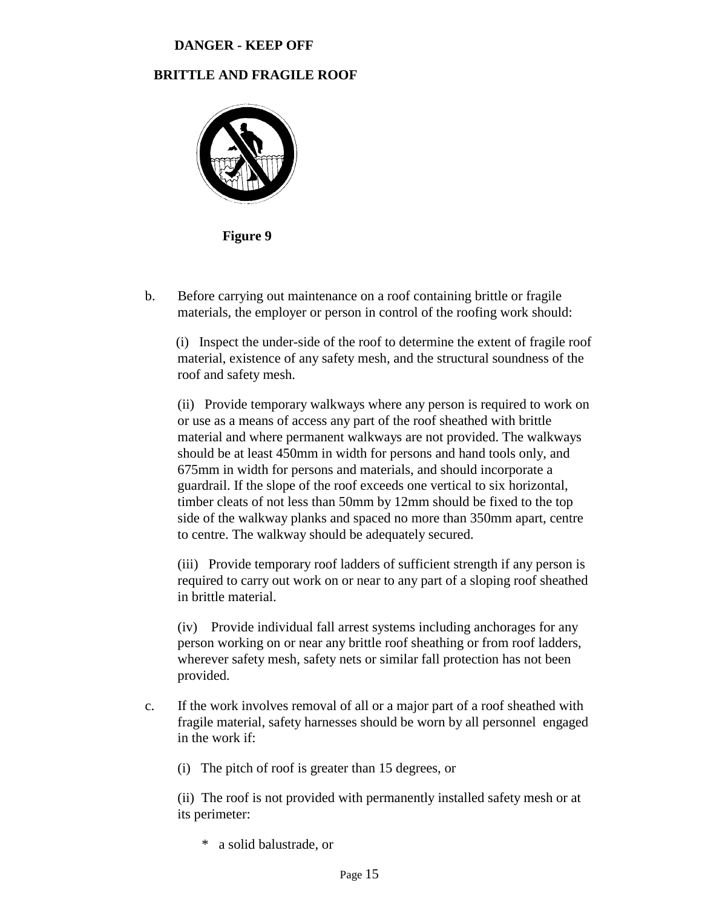**DANGER - KEEP OFF**

**BRITTLE AND FRAGILE ROOF**

**Figure 9**

b. Before carrying out maintenance on a roof containing brittle or fragile materials, the employer or person in control of the roofing work should:

(i) Inspect the under-side of the roof to determine the extent of fragile roof material, existence of any safety mesh, and the structural soundness of the roof and safety mesh.

(ii) Provide temporary walkways where any person is required to work on or use as a means of access any part of the roof sheathed with brittle material and where permanent walkways are not provided. The walkways should be at least 450mm in width for persons and hand tools only, and 675mm in width for persons and materials, and should incorporate a guardrail. If the slope of the roof exceeds one vertical to six horizontal, timber cleats of not less than 50mm by 12mm should be fixed to the top side of the walkway planks and spaced no more than 350mm apart, centre to centre. The walkway should be adequately secured.

(iii) Provide temporary roof ladders of sufficient strength if any person is required to carry out work on or near to any part of a sloping roof sheathed in brittle material.

(iv) Provide individual fall arrest systems including anchorages for any person working on or near any brittle roof sheathing or from roof ladders, wherever safety mesh, safety nets or similar fall protection has not been provided.

c. If the work involves removal of all or a major part of a roof sheathed with fragile material, safety harnesses should be worn by all personnel engaged in the work if:

(i) The pitch of roof is greater than 15 degrees, or

(ii) The roof is not provided with permanently installed safety mesh or at its perimeter:

* a solid balustrade, or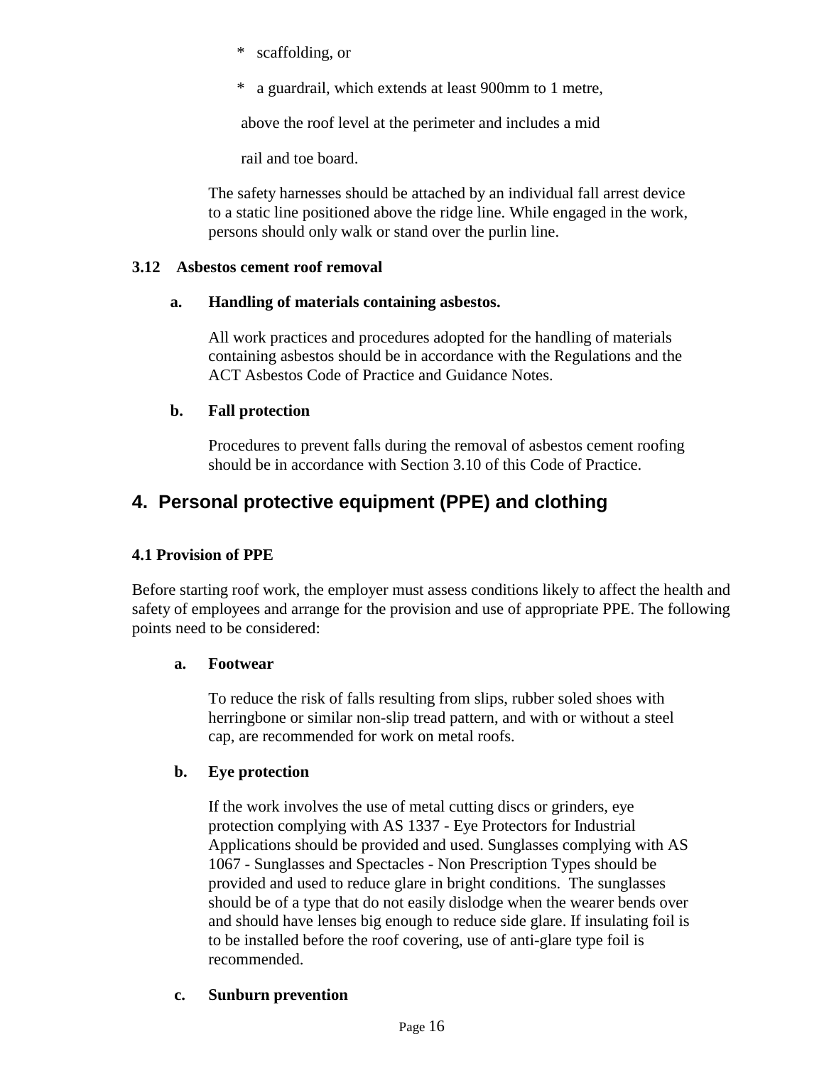* scaffolding, or

* a guardrail, which extends at least 900mm to 1 metre, above the roof level at the perimeter and includes a mid rail and toe board.

The safety harnesses should be attached by an individual fall arrest device to a static line positioned above the ridge line. While engaged in the work, persons should only walk or stand over the purlin line.

### 3.12 Asbestos cement roof removal

**a. Handling of materials containing asbestos.**

All work practices and procedures adopted for the handling of materials containing asbestos should be in accordance with the Regulations and the ACT Asbestos Code of Practice and Guidance Notes.

**b. Fall protection**

Procedures to prevent falls during the removal of asbestos cement roofing should be in accordance with Section 3.10 of this Code of Practice.

## 4. Personal protective equipment (PPE) and clothing

### 4.1 Provision of PPE

Before starting roof work, the employer must assess conditions likely to affect the health and safety of employees and arrange for the provision and use of appropriate PPE. The following points need to be considered:

**a. Footwear**

To reduce the risk of falls resulting from slips, rubber soled shoes with herringbone or similar non-slip tread pattern, and with or without a steel cap, are recommended for work on metal roofs.

**b. Eye protection**

If the work involves the use of metal cutting discs or grinders, eye protection complying with AS 1337 - Eye Protectors for Industrial Applications should be provided and used. Sunglasses complying with AS 1067 - Sunglasses and Spectacles - Non Prescription Types should be provided and used to reduce glare in bright conditions. The sunglasses should be of a type that do not easily dislodge when the wearer bends over and should have lenses big enough to reduce side glare. If insulating foil is to be installed before the roof covering, use of anti-glare type foil is recommended.

**c. Sunburn prevention**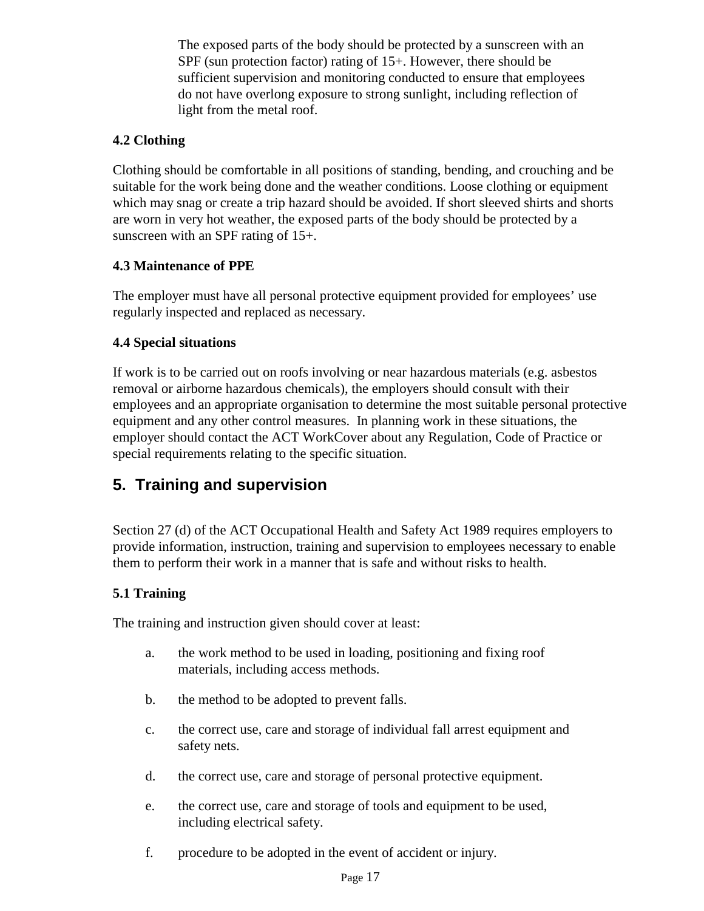The exposed parts of the body should be protected by a sunscreen with an SPF (sun protection factor) rating of 15+. However, there should be sufficient supervision and monitoring conducted to ensure that employees do not have overlong exposure to strong sunlight, including reflection of light from the metal roof.

**4.2 Clothing**

Clothing should be comfortable in all positions of standing, bending, and crouching and be suitable for the work being done and the weather conditions. Loose clothing or equipment which may snag or create a trip hazard should be avoided. If short sleeved shirts and shorts are worn in very hot weather, the exposed parts of the body should be protected by a sunscreen with an SPF rating of 15+.

**4.3 Maintenance of PPE**

The employer must have all personal protective equipment provided for employees' use regularly inspected and replaced as necessary.

**4.4 Special situations**

If work is to be carried out on roofs involving or near hazardous materials (e.g. asbestos removal or airborne hazardous chemicals), the employers should consult with their employees and an appropriate organisation to determine the most suitable personal protective equipment and any other control measures. In planning work in these situations, the employer should contact the ACT WorkCover about any Regulation, Code of Practice or special requirements relating to the specific situation.

## 5. Training and supervision

Section 27 (d) of the ACT Occupational Health and Safety Act 1989 requires employers to provide information, instruction, training and supervision to employees necessary to enable them to perform their work in a manner that is safe and without risks to health.

**5.1 Training**

The training and instruction given should cover at least:

a. the work method to be used in loading, positioning and fixing roof materials, including access methods.

b. the method to be adopted to prevent falls.

c. the correct use, care and storage of individual fall arrest equipment and safety nets.

d. the correct use, care and storage of personal protective equipment.

e. the correct use, care and storage of tools and equipment to be used, including electrical safety.

f. procedure to be adopted in the event of accident or injury.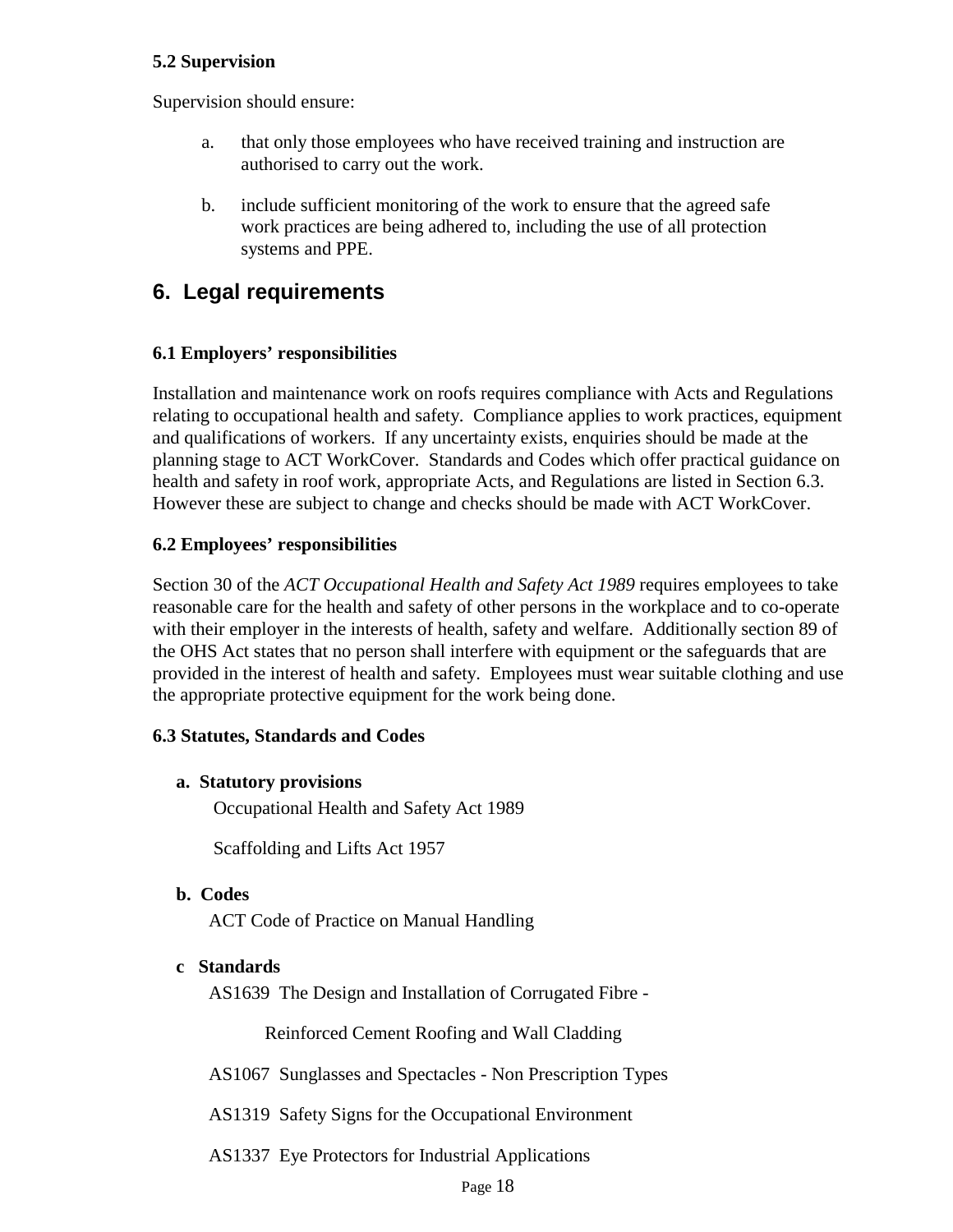### 5.2 Supervision

Supervision should ensure:

a. that only those employees who have received training and instruction are authorised to carry out the work.

b. include sufficient monitoring of the work to ensure that the agreed safe work practices are being adhered to, including the use of all protection systems and PPE.

## 6. Legal requirements

### 6.1 Employers' responsibilities

Installation and maintenance work on roofs requires compliance with Acts and Regulations relating to occupational health and safety. Compliance applies to work practices, equipment and qualifications of workers. If any uncertainty exists, enquiries should be made at the planning stage to ACT WorkCover. Standards and Codes which offer practical guidance on health and safety in roof work, appropriate Acts, and Regulations are listed in Section 6.3. However these are subject to change and checks should be made with ACT WorkCover.

### 6.2 Employees' responsibilities

Section 30 of the *ACT Occupational Health and Safety Act 1989* requires employees to take reasonable care for the health and safety of other persons in the workplace and to co-operate with their employer in the interests of health, safety and welfare. Additionally section 89 of the OHS Act states that no person shall interfere with equipment or the safeguards that are provided in the interest of health and safety. Employees must wear suitable clothing and use the appropriate protective equipment for the work being done.

### 6.3 Statutes, Standards and Codes

**a. Statutory provisions**

Occupational Health and Safety Act 1989

Scaffolding and Lifts Act 1957

**b. Codes**

ACT Code of Practice on Manual Handling

**c Standards**

AS1639 The Design and Installation of Corrugated Fibre - Reinforced Cement Roofing and Wall Cladding

AS1067 Sunglasses and Spectacles - Non Prescription Types

AS1319 Safety Signs for the Occupational Environment

AS1337 Eye Protectors for Industrial Applications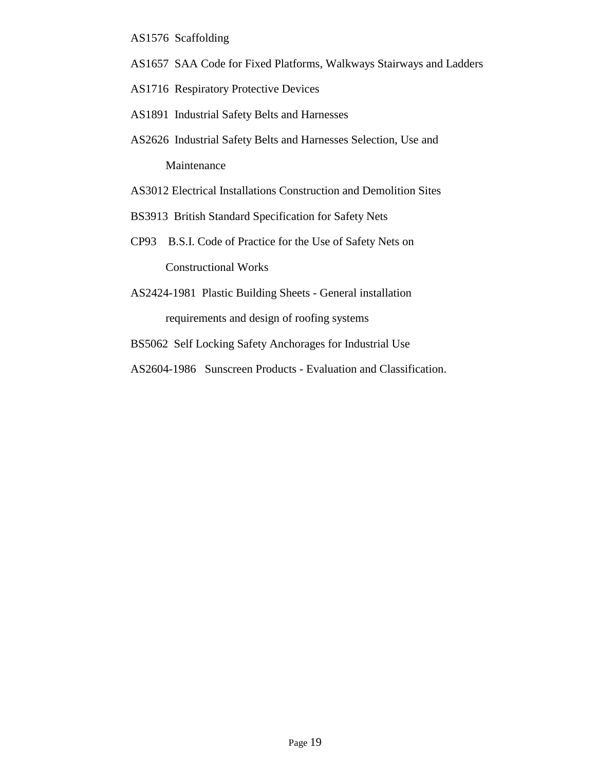AS1576 Scaffolding

AS1657 SAA Code for Fixed Platforms, Walkways Stairways and Ladders

AS1716 Respiratory Protective Devices

AS1891 Industrial Safety Belts and Harnesses

AS2626 Industrial Safety Belts and Harnesses Selection, Use and Maintenance

AS3012 Electrical Installations Construction and Demolition Sites

BS3913 British Standard Specification for Safety Nets

CP93 B.S.I. Code of Practice for the Use of Safety Nets on Constructional Works

AS2424-1981 Plastic Building Sheets - General installation requirements and design of roofing systems

BS5062 Self Locking Safety Anchorages for Industrial Use

AS2604-1986 Sunscreen Products - Evaluation and Classification.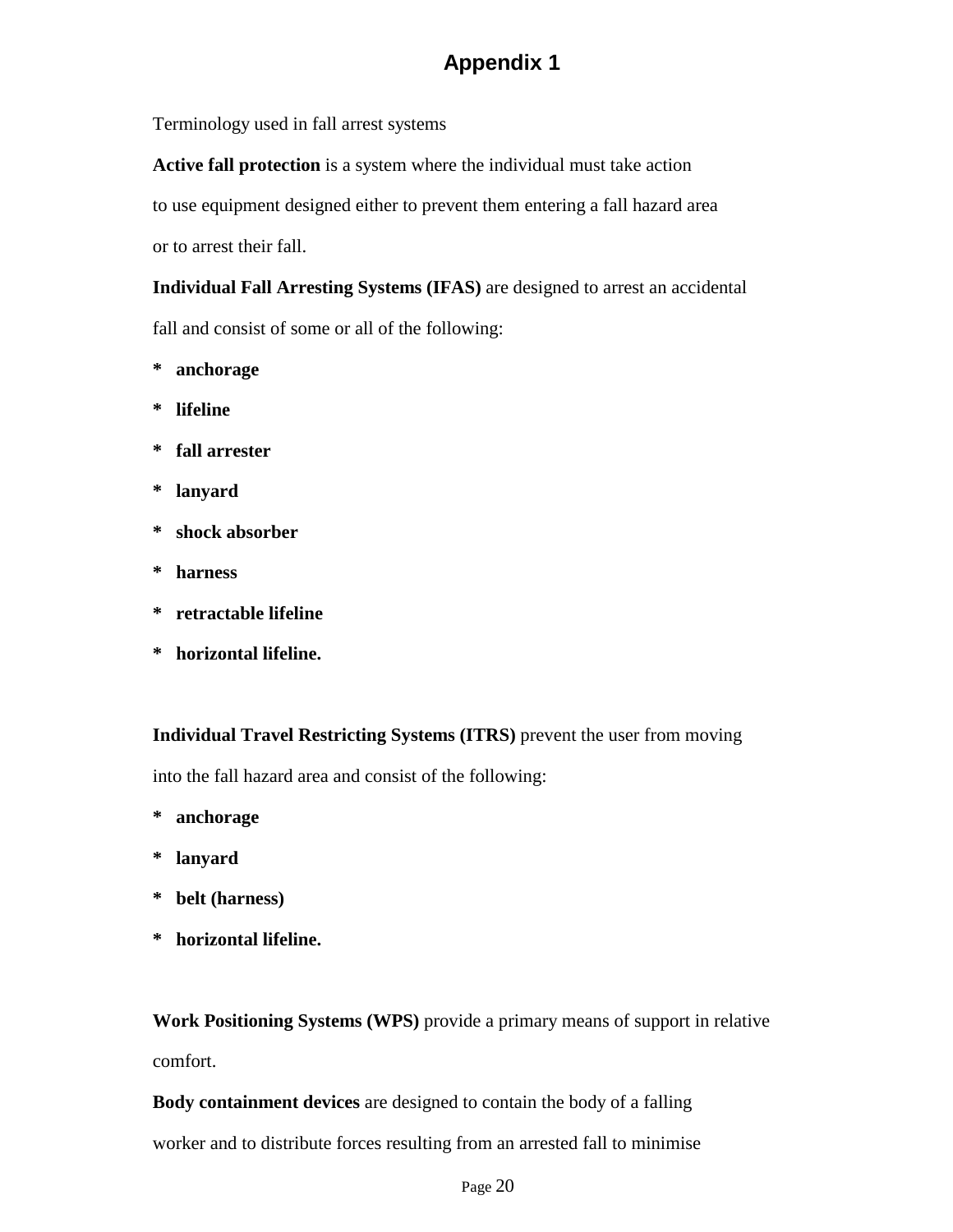# Appendix 1

Terminology used in fall arrest systems

**Active fall protection** is a system where the individual must take action to use equipment designed either to prevent them entering a fall hazard area or to arrest their fall.

**Individual Fall Arresting Systems (IFAS)** are designed to arrest an accidental fall and consist of some or all of the following:

- **anchorage**
- **lifeline**
- **fall arrester**
- **lanyard**
- **shock absorber**
- **harness**
- **retractable lifeline**
- **horizontal lifeline.**

**Individual Travel Restricting Systems (ITRS)** prevent the user from moving into the fall hazard area and consist of the following:

- **anchorage**
- **lanyard**
- **belt (harness)**
- **horizontal lifeline.**

**Work Positioning Systems (WPS)** provide a primary means of support in relative comfort.

**Body containment devices** are designed to contain the body of a falling worker and to distribute forces resulting from an arrested fall to minimise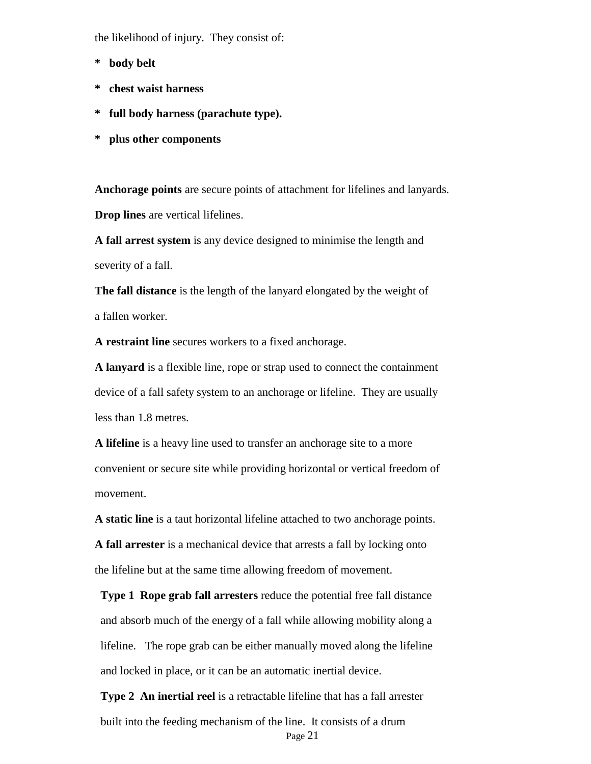the likelihood of injury.  They consist of:

* **body belt**
* **chest waist harness**
* **full body harness (parachute type).**
* **plus other components**

**Anchorage points** are secure points of attachment for lifelines and lanyards.

**Drop lines** are vertical lifelines.

**A fall arrest system** is any device designed to minimise the length and severity of a fall.

**The fall distance** is the length of the lanyard elongated by the weight of a fallen worker.

**A restraint line** secures workers to a fixed anchorage.

**A lanyard** is a flexible line, rope or strap used to connect the containment device of a fall safety system to an anchorage or lifeline.  They are usually less than 1.8 metres.

**A lifeline** is a heavy line used to transfer an anchorage site to a more convenient or secure site while providing horizontal or vertical freedom of movement.

**A static line** is a taut horizontal lifeline attached to two anchorage points.

**A fall arrester** is a mechanical device that arrests a fall by locking onto the lifeline but at the same time allowing freedom of movement.

**Type 1  Rope grab fall arresters** reduce the potential free fall distance and absorb much of the energy of a fall while allowing mobility along a lifeline.   The rope grab can be either manually moved along the lifeline and locked in place, or it can be an automatic inertial device.

**Type 2  An inertial reel** is a retractable lifeline that has a fall arrester built into the feeding mechanism of the line.  It consists of a drum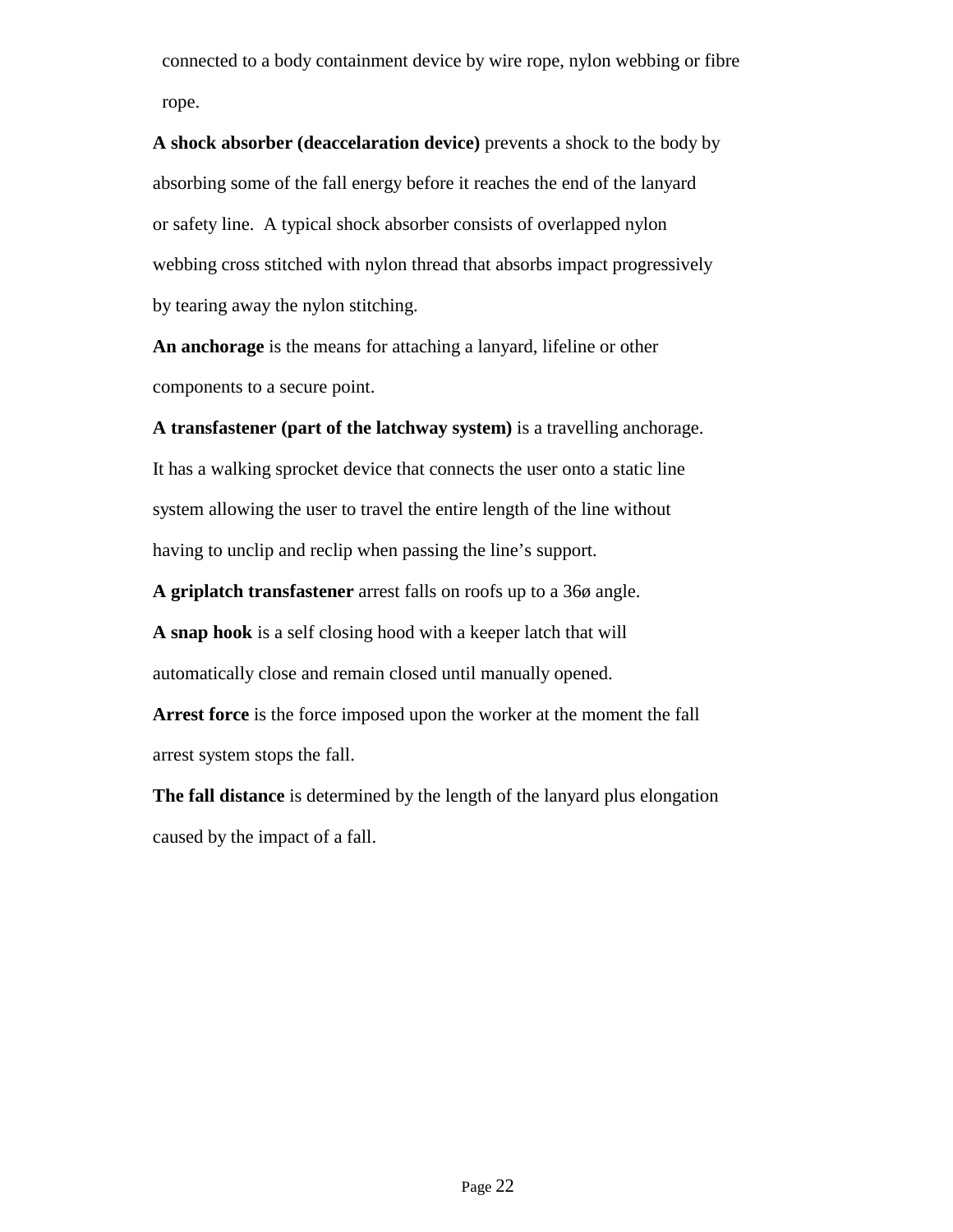connected to a body containment device by wire rope, nylon webbing or fibre rope.

**A shock absorber (deaccelaration device)** prevents a shock to the body by absorbing some of the fall energy before it reaches the end of the lanyard or safety line. A typical shock absorber consists of overlapped nylon webbing cross stitched with nylon thread that absorbs impact progressively by tearing away the nylon stitching.

**An anchorage** is the means for attaching a lanyard, lifeline or other components to a secure point.

**A transfastener (part of the latchway system)** is a travelling anchorage. It has a walking sprocket device that connects the user onto a static line system allowing the user to travel the entire length of the line without having to unclip and reclip when passing the line's support.

**A griplatch transfastener** arrest falls on roofs up to a 36ø angle.

**A snap hook** is a self closing hood with a keeper latch that will automatically close and remain closed until manually opened.

**Arrest force** is the force imposed upon the worker at the moment the fall arrest system stops the fall.

**The fall distance** is determined by the length of the lanyard plus elongation caused by the impact of a fall.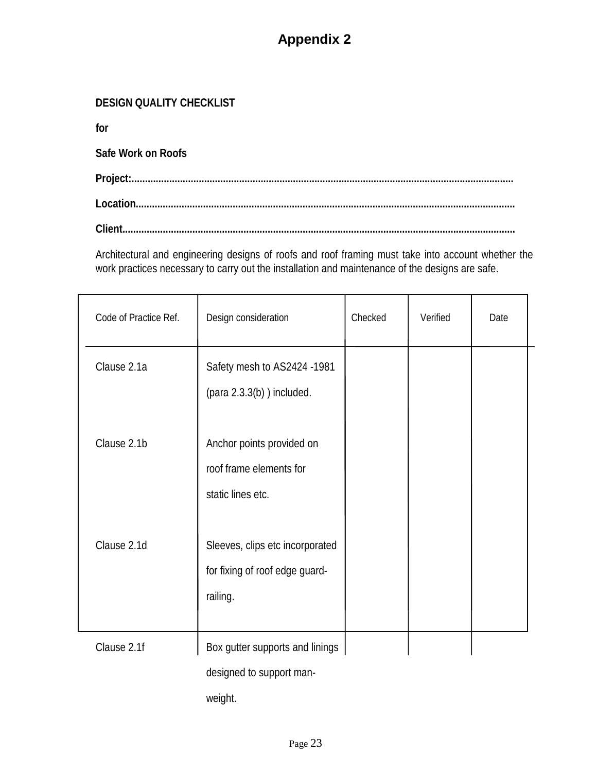# Appendix 2

**DESIGN QUALITY CHECKLIST**

**for**

**Safe Work on Roofs**

**Project:............................................................................................................................................**

**Location...........................................................................................................................................**

**Client...............................................................................................................................................**

Architectural and engineering designs of roofs and roof framing must take into account whether the work practices necessary to carry out the installation and maintenance of the designs are safe.

| Code of Practice Ref. | Design consideration | Checked | Verified | Date |
|---|---|---|---|---|
| Clause 2.1a | Safety mesh to AS2424 -1981 (para 2.3.3(b) ) included. | | | |
| Clause 2.1b | Anchor points provided on roof frame elements for static lines etc. | | | |
| Clause 2.1d | Sleeves, clips etc incorporated for fixing of roof edge guard-railing. | | | |
| Clause 2.1f | Box gutter supports and linings designed to support man-weight. | | | |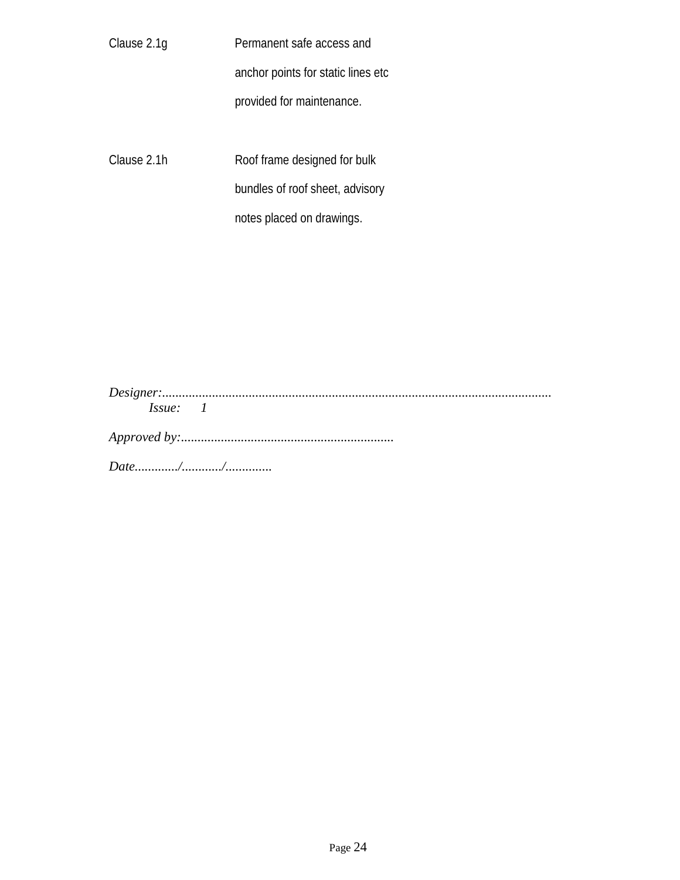| | |
|---|---|
| Clause 2.1g | Permanent safe access and anchor points for static lines etc provided for maintenance. |
| Clause 2.1h | Roof frame designed for bulk bundles of roof sheet, advisory notes placed on drawings. |

*Designer:..................................................................................................................... Issue: 1*

*Approved by:................................................................*

*Date............/.........../.............*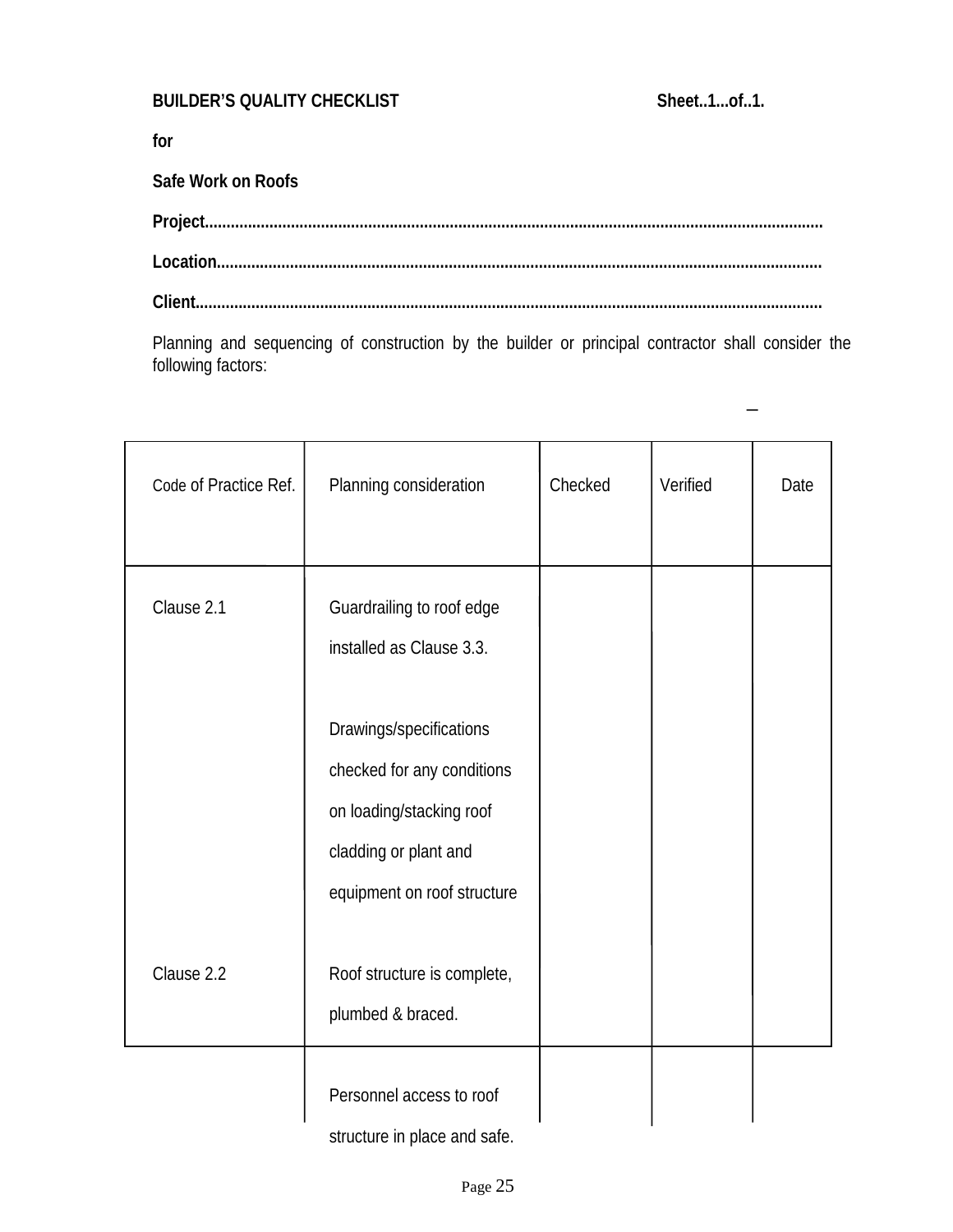**BUILDER'S QUALITY CHECKLIST** **Sheet..1...of..1.**

**for**

**Safe Work on Roofs**

**Project**.............................................................................................................................................

**Location**..........................................................................................................................................

**Client**...............................................................................................................................................

Planning and sequencing of construction by the builder or principal contractor shall consider the following factors:

| Code of Practice Ref. | Planning consideration | Checked | Verified | Date |
|---|---|---|---|---|
| Clause 2.1 | Guardrailing to roof edge installed as Clause 3.3. | | | |
| | Drawings/specifications checked for any conditions on loading/stacking roof cladding or plant and equipment on roof structure | | | |
| Clause 2.2 | Roof structure is complete, plumbed & braced. | | | |
| | Personnel access to roof structure in place and safe. | | | |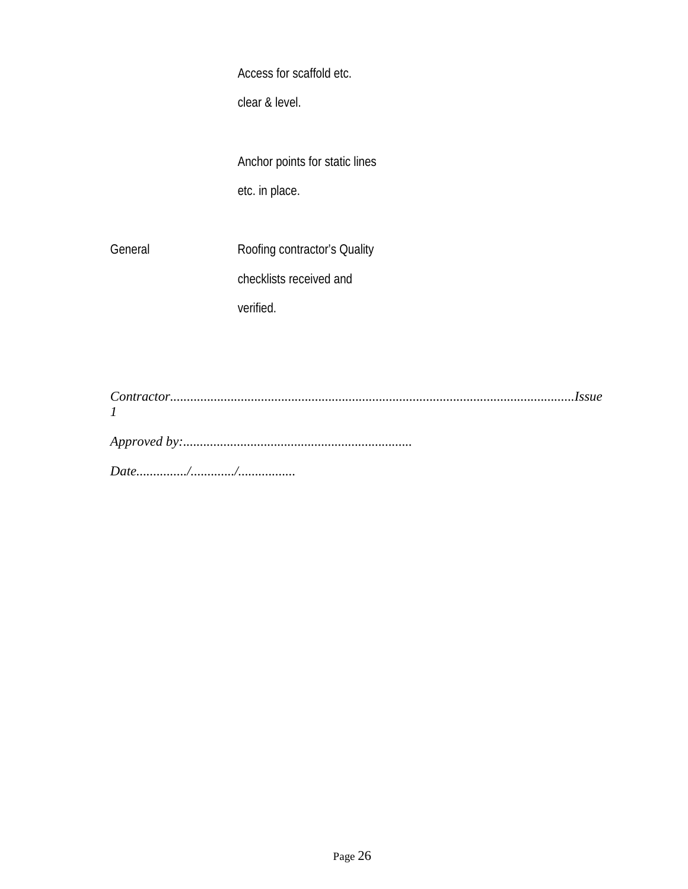| | |
|---|---|
| | Access for scaffold etc. clear & level. |
| | Anchor points for static lines etc. in place. |
| General | Roofing contractor's Quality checklists received and verified. |

*Contractor.........................................................................................................................Issue 1*

*Approved by:....................................................................*

*Date.............../............./.................*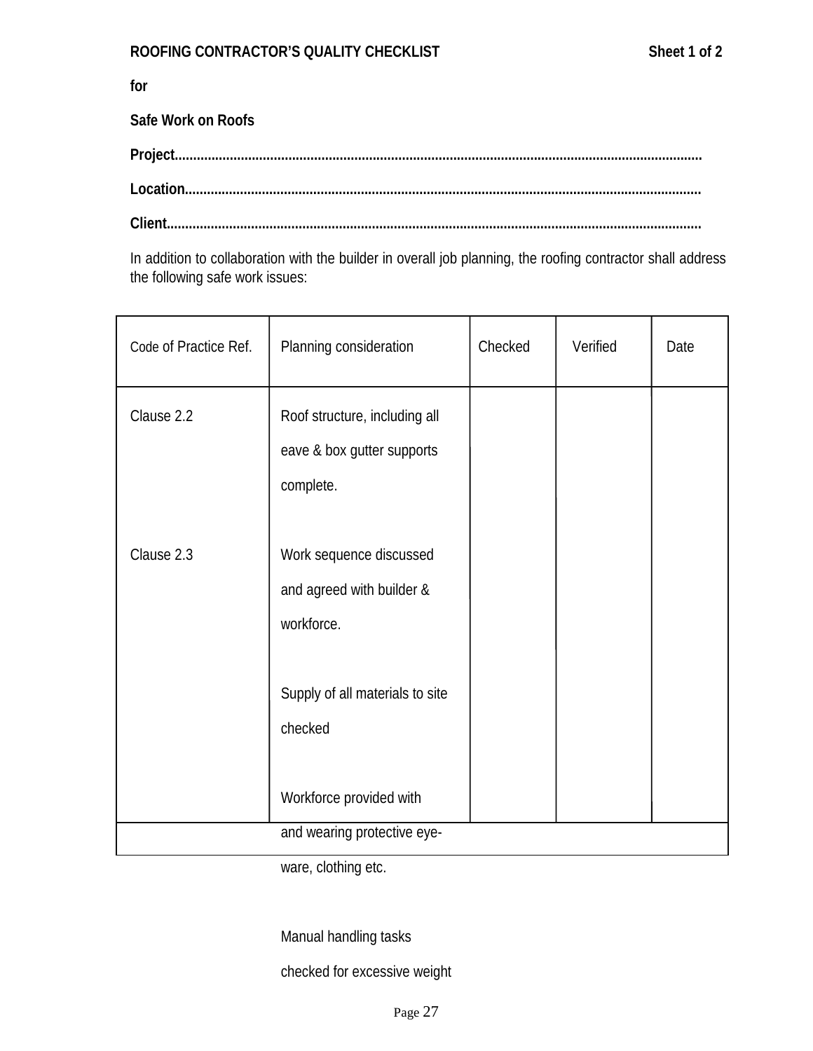**ROOFING CONTRACTOR'S QUALITY CHECKLIST** **Sheet 1 of 2**

**for**

**Safe Work on Roofs**

**Project............................................................................................................................................**

**Location.........................................................................................................................................**

**Client.............................................................................................................................................**

In addition to collaboration with the builder in overall job planning, the roofing contractor shall address the following safe work issues:

| Code of Practice Ref. | Planning consideration | Checked | Verified | Date |
|---|---|---|---|---|
| Clause 2.2 | Roof structure, including all eave & box gutter supports complete. | | | |
| Clause 2.3 | Work sequence discussed and agreed with builder & workforce. | | | |
| | Supply of all materials to site checked | | | |
| | Workforce provided with and wearing protective eye-ware, clothing etc. | | | |
| | Manual handling tasks checked for excessive weight | | | |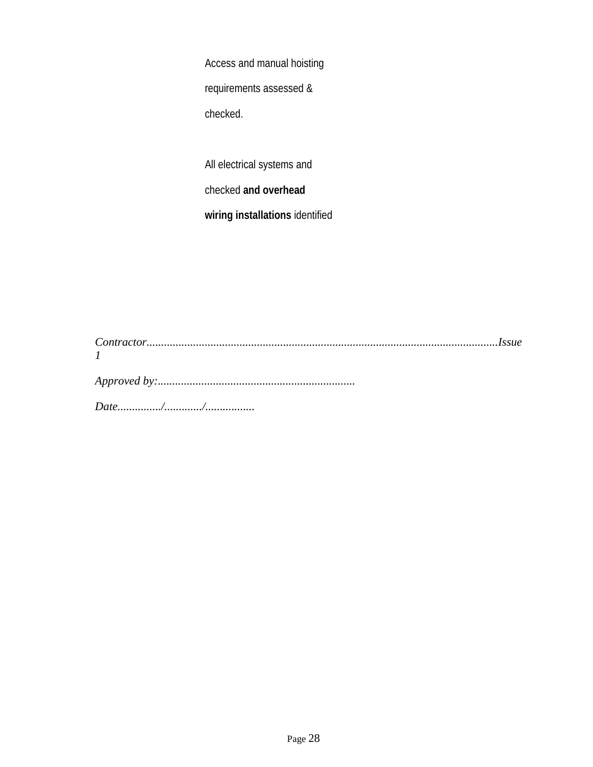Access and manual hoisting requirements assessed & checked.

All electrical systems and checked **and overhead wiring installations** identified

*Contractor........................................................................................................................Issue 1*

*Approved by:...................................................................*

*Date............../............./................*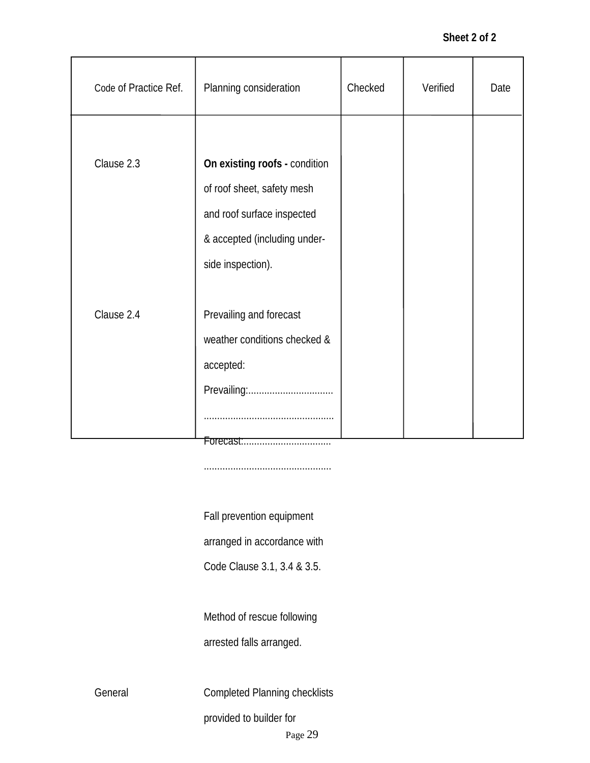Sheet 2 of 2

| Code of Practice Ref. | Planning consideration | Checked | Verified | Date |
|---|---|---|---|---|
| Clause 2.3 | **On existing roofs -** condition of roof sheet, safety mesh and roof surface inspected & accepted (including under-side inspection). | | | |
| Clause 2.4 | Prevailing and forecast weather conditions checked & accepted:<br>Prevailing:................................<br>................................................<br>Forecast:.................................<br>................................................ | | | |
| | Fall prevention equipment arranged in accordance with Code Clause 3.1, 3.4 & 3.5. | | | |
| | Method of rescue following arrested falls arranged. | | | |
| General | Completed Planning checklists provided to builder for | | | |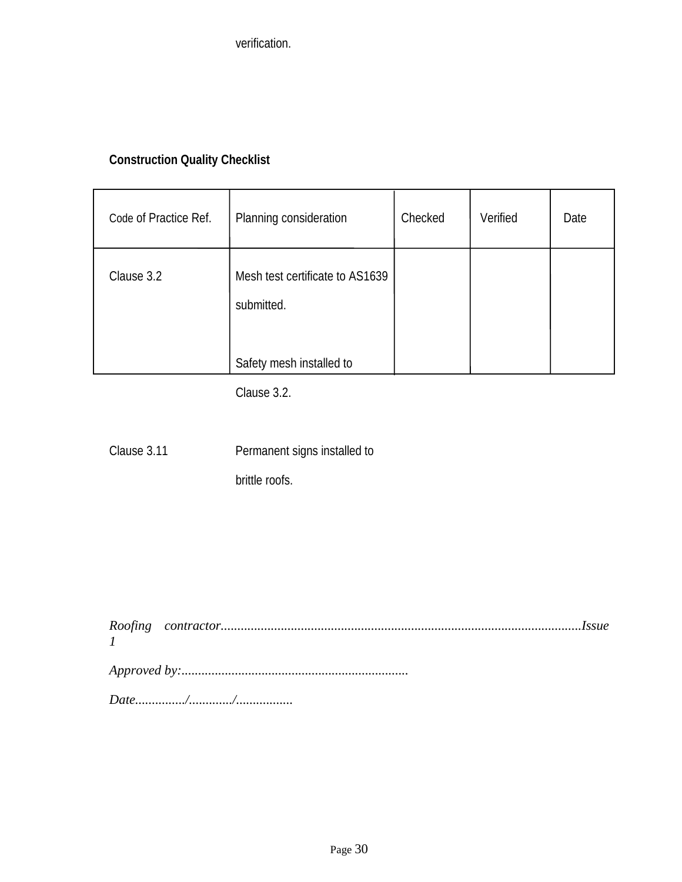verification.

**Construction Quality Checklist**

| Code of Practice Ref. | Planning consideration | Checked | Verified | Date |
|---|---|---|---|---|
| Clause 3.2 | Mesh test certificate to AS1639 submitted. | | | |
| | Safety mesh installed to Clause 3.2. | | | |
| Clause 3.11 | Permanent signs installed to brittle roofs. | | | |

*Roofing contractor..........................................................................................................Issue 1*

*Approved by:....................................................................*

*Date.............../............./.................*